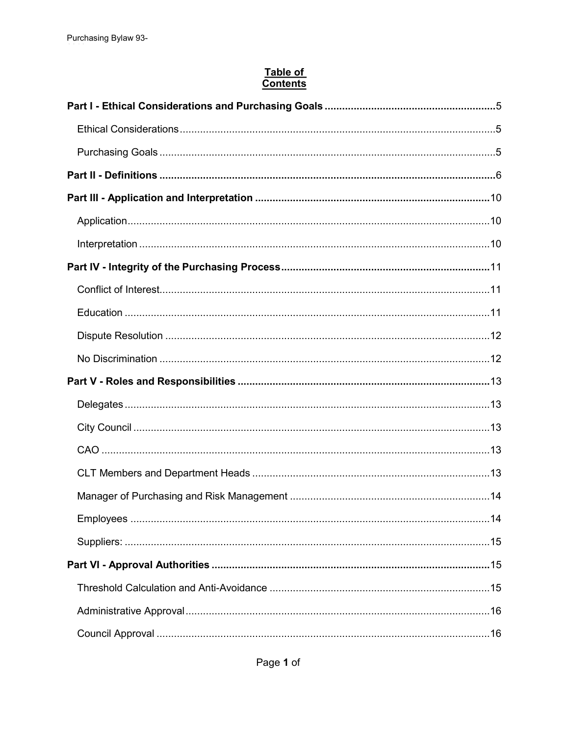# Table of Contents

**Part I - Ethical Considerations and Purchasing Goals** .....5

Ethical Considerations .....5

Purchasing Goals .....5

**Part II - Definitions** .....6

**Part III - Application and Interpretation** .....10

Application .....10

Interpretation .....10

**Part IV - Integrity of the Purchasing Process** .....11

Conflict of Interest .....11

Education .....11

Dispute Resolution .....12

No Discrimination .....12

**Part V - Roles and Responsibilities** .....13

Delegates .....13

City Council .....13

CAO .....13

CLT Members and Department Heads .....13

Manager of Purchasing and Risk Management .....14

Employees .....14

Suppliers: .....15

**Part VI - Approval Authorities** .....15

Threshold Calculation and Anti-Avoidance .....15

Administrative Approval .....16

Council Approval .....16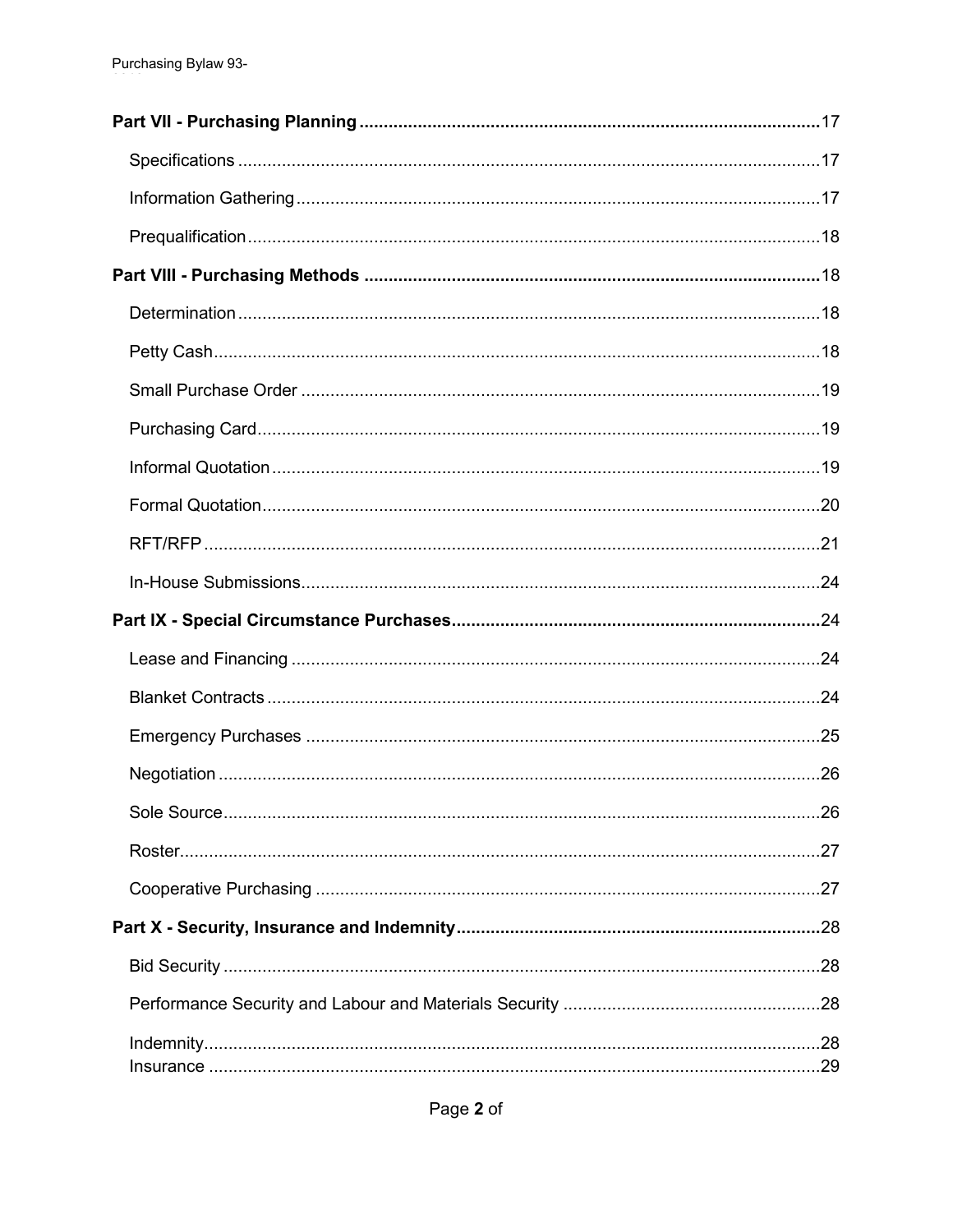**Part VII - Purchasing Planning** ............................................................................................ 17

Specifications .................................................................................................................. 17

Information Gathering ...................................................................................................... 17

Prequalification ................................................................................................................ 18

**Part VIII - Purchasing Methods** .......................................................................................... 18

Determination .................................................................................................................. 18

Petty Cash ....................................................................................................................... 18

Small Purchase Order ..................................................................................................... 19

Purchasing Card .............................................................................................................. 19

Informal Quotation ........................................................................................................... 19

Formal Quotation ............................................................................................................. 20

RFT/RFP ......................................................................................................................... 21

In-House Submissions ..................................................................................................... 24

**Part IX - Special Circumstance Purchases** ......................................................................... 24

Lease and Financing ....................................................................................................... 24

Blanket Contracts ............................................................................................................ 24

Emergency Purchases .................................................................................................... 25

Negotiation ...................................................................................................................... 26

Sole Source ..................................................................................................................... 26

Roster .............................................................................................................................. 27

Cooperative Purchasing .................................................................................................. 27

**Part X - Security, Insurance and Indemnity** ........................................................................ 28

Bid Security ..................................................................................................................... 28

Performance Security and Labour and Materials Security ............................................... 28

Indemnity ......................................................................................................................... 28

Insurance ......................................................................................................................... 29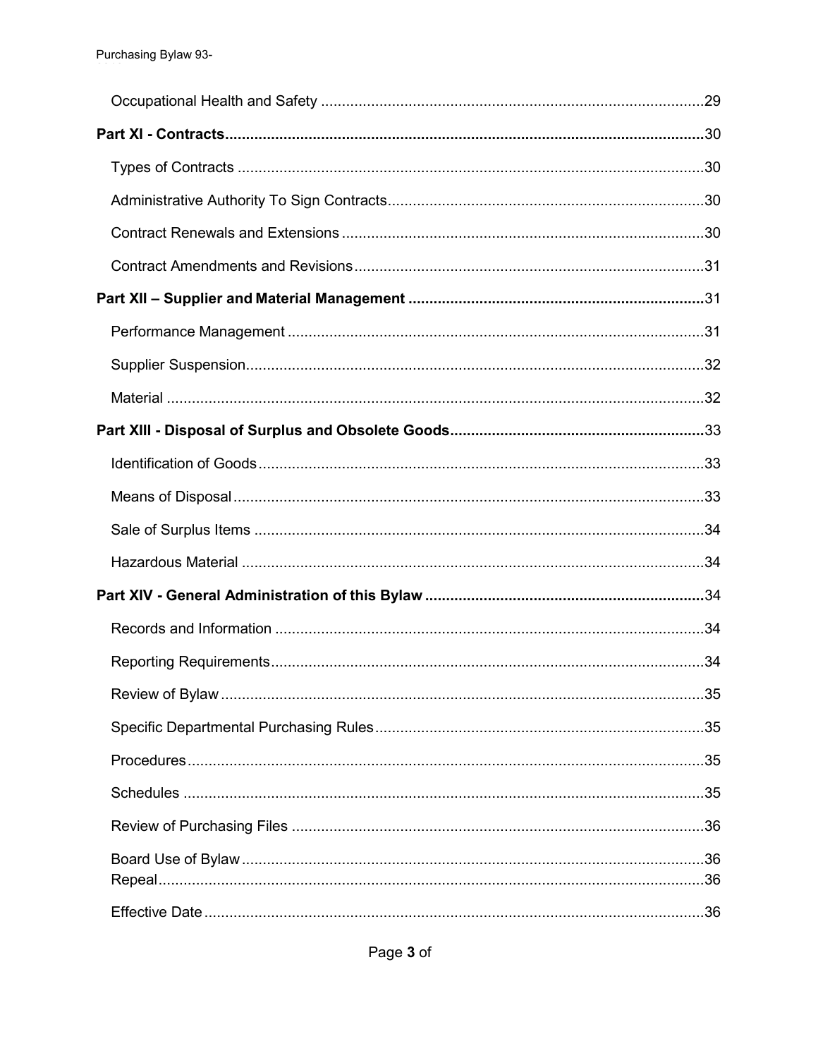Occupational Health and Safety ....................................................................................29

**Part XI - Contracts**....................................................................................................30

Types of Contracts ......................................................................................................30

Administrative Authority To Sign Contracts..................................................................30

Contract Renewals and Extensions .............................................................................30

Contract Amendments and Revisions..........................................................................31

**Part XII – Supplier and Material Management** ............................................................31

Performance Management ..........................................................................................31

Supplier Suspension....................................................................................................32

Material .......................................................................................................................32

**Part XIII - Disposal of Surplus and Obsolete Goods**...................................................33

Identification of Goods.................................................................................................33

Means of Disposal .......................................................................................................33

Sale of Surplus Items ..................................................................................................34

Hazardous Material .....................................................................................................34

**Part XIV - General Administration of this Bylaw** .........................................................34

Records and Information .............................................................................................34

Reporting Requirements..............................................................................................34

Review of Bylaw ..........................................................................................................35

Specific Departmental Purchasing Rules.....................................................................35

Procedures..................................................................................................................35

Schedules ...................................................................................................................35

Review of Purchasing Files .........................................................................................36

Board Use of Bylaw .....................................................................................................36

Repeal.........................................................................................................................36

Effective Date ..............................................................................................................36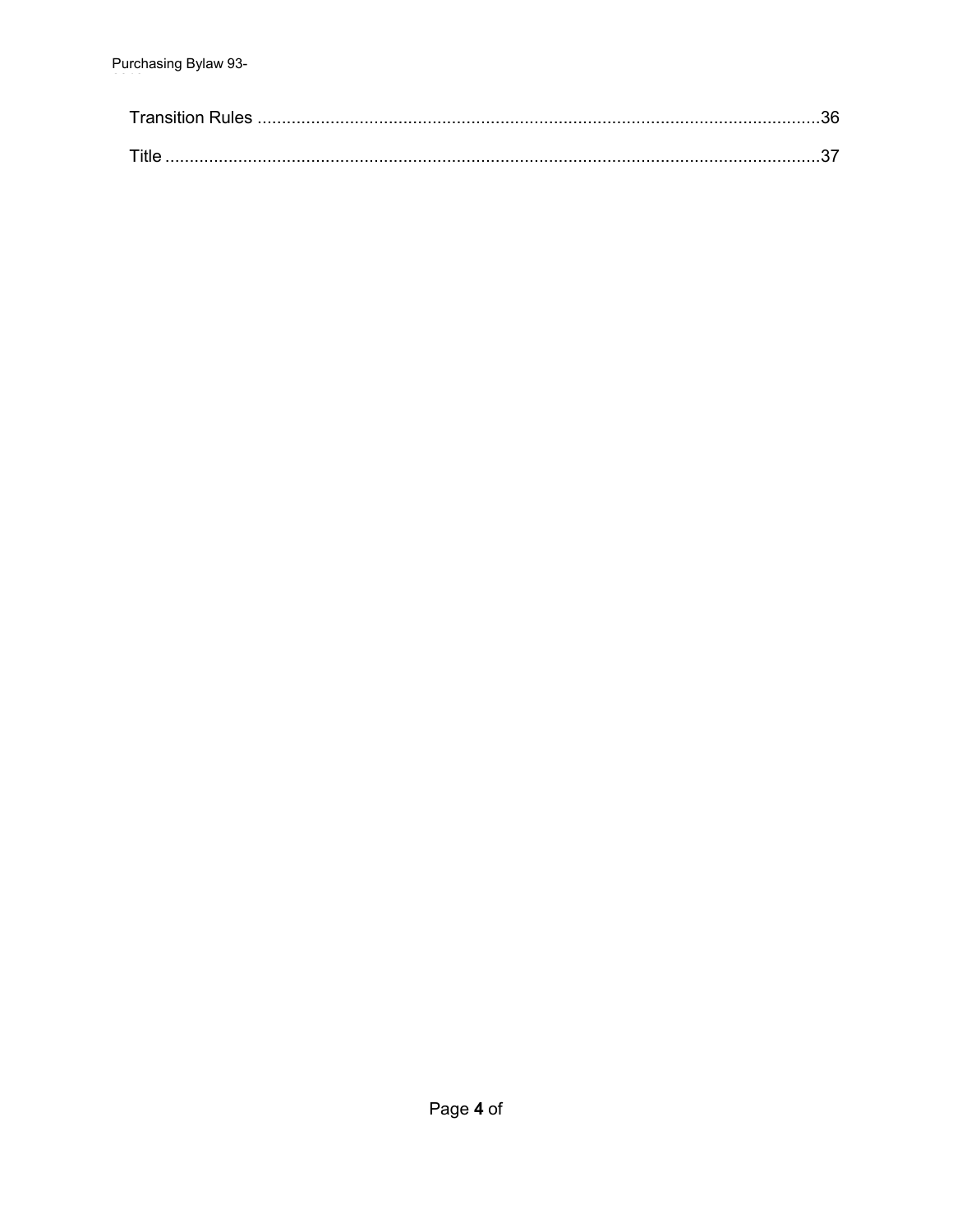Transition Rules ....................................................................................................................36

Title ........................................................................................................................................37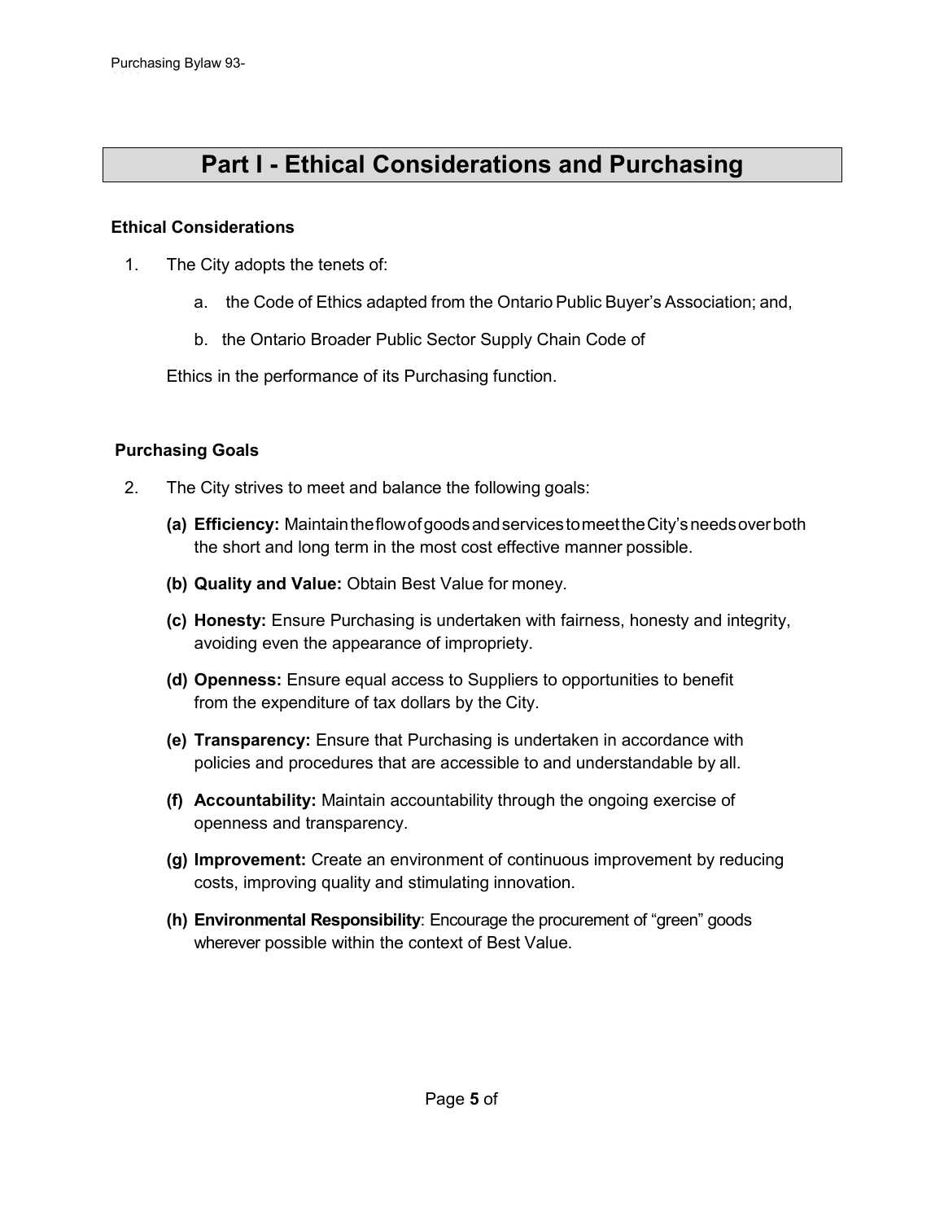# Part I - Ethical Considerations and Purchasing

### Ethical Considerations

1. The City adopts the tenets of:

   a. the Code of Ethics adapted from the Ontario Public Buyer's Association; and,

   b. the Ontario Broader Public Sector Supply Chain Code of

   Ethics in the performance of its Purchasing function.

### Purchasing Goals

2. The City strives to meet and balance the following goals:

   **(a) Efficiency:** Maintain the flow of goods and services to meet the City's needs over both the short and long term in the most cost effective manner possible.

   **(b) Quality and Value:** Obtain Best Value for money.

   **(c) Honesty:** Ensure Purchasing is undertaken with fairness, honesty and integrity, avoiding even the appearance of impropriety.

   **(d) Openness:** Ensure equal access to Suppliers to opportunities to benefit from the expenditure of tax dollars by the City.

   **(e) Transparency:** Ensure that Purchasing is undertaken in accordance with policies and procedures that are accessible to and understandable by all.

   **(f) Accountability:** Maintain accountability through the ongoing exercise of openness and transparency.

   **(g) Improvement:** Create an environment of continuous improvement by reducing costs, improving quality and stimulating innovation.

   **(h) Environmental Responsibility**: Encourage the procurement of "green" goods wherever possible within the context of Best Value.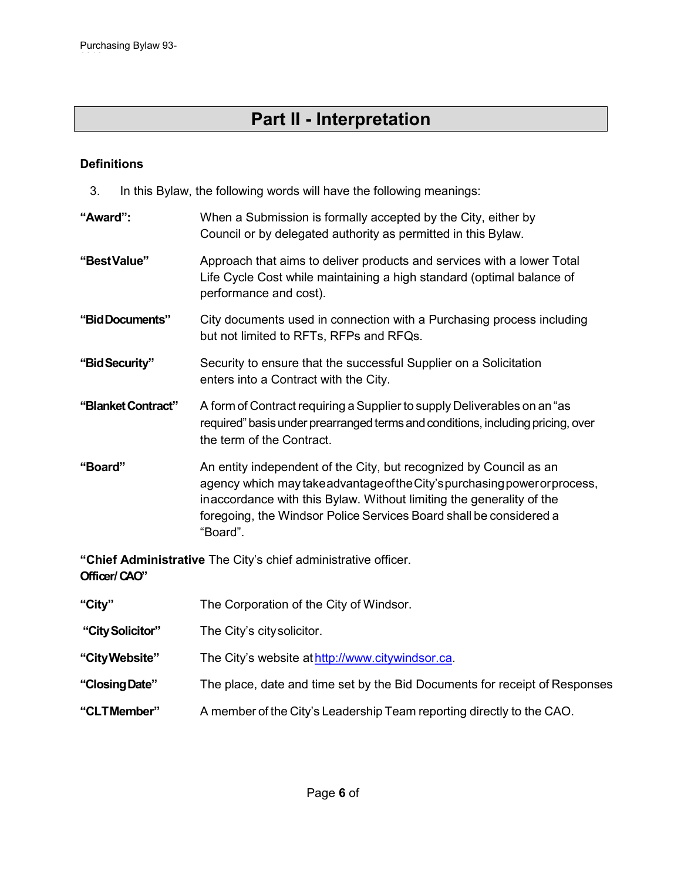# Part II - Interpretation

### Definitions

3. In this Bylaw, the following words will have the following meanings:

**"Award":** When a Submission is formally accepted by the City, either by Council or by delegated authority as permitted in this Bylaw.

**"Best Value"** Approach that aims to deliver products and services with a lower Total Life Cycle Cost while maintaining a high standard (optimal balance of performance and cost).

**"Bid Documents"** City documents used in connection with a Purchasing process including but not limited to RFTs, RFPs and RFQs.

**"Bid Security"** Security to ensure that the successful Supplier on a Solicitation enters into a Contract with the City.

**"Blanket Contract"** A form of Contract requiring a Supplier to supply Deliverables on an "as required" basis under prearranged terms and conditions, including pricing, over the term of the Contract.

**"Board"** An entity independent of the City, but recognized by Council as an agency which may take advantage of the City's purchasing power or process, in accordance with this Bylaw. Without limiting the generality of the foregoing, the Windsor Police Services Board shall be considered a "Board".

**"Chief Administrative Officer/ CAO"** The City's chief administrative officer.

**"City"** The Corporation of the City of Windsor.

**"City Solicitor"** The City's city solicitor.

**"City Website"** The City's website at http://www.citywindsor.ca.

**"Closing Date"** The place, date and time set by the Bid Documents for receipt of Responses

**"CLT Member"** A member of the City's Leadership Team reporting directly to the CAO.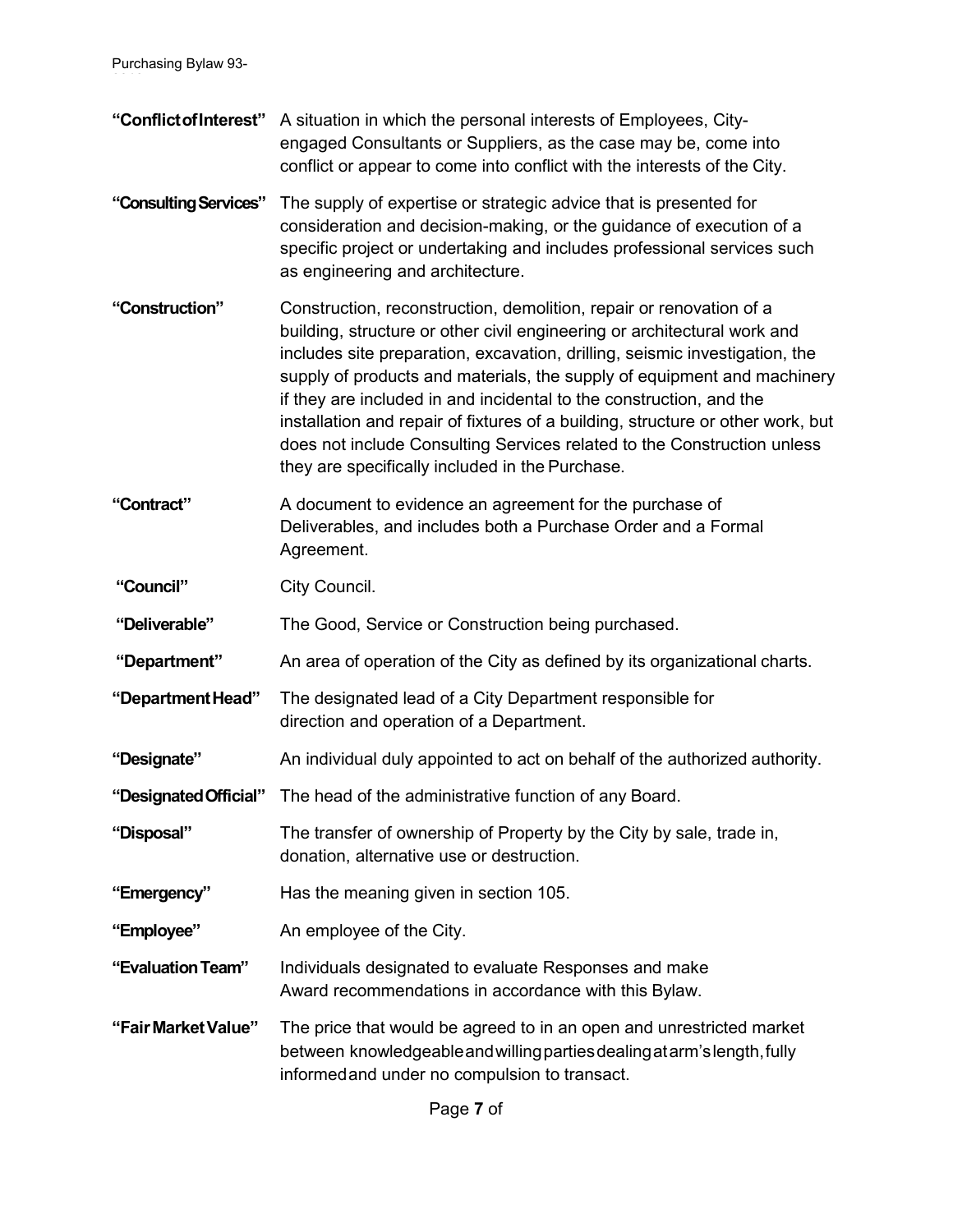**"Conflict of Interest"** A situation in which the personal interests of Employees, City-engaged Consultants or Suppliers, as the case may be, come into conflict or appear to come into conflict with the interests of the City.

**"Consulting Services"** The supply of expertise or strategic advice that is presented for consideration and decision-making, or the guidance of execution of a specific project or undertaking and includes professional services such as engineering and architecture.

**"Construction"** Construction, reconstruction, demolition, repair or renovation of a building, structure or other civil engineering or architectural work and includes site preparation, excavation, drilling, seismic investigation, the supply of products and materials, the supply of equipment and machinery if they are included in and incidental to the construction, and the installation and repair of fixtures of a building, structure or other work, but does not include Consulting Services related to the Construction unless they are specifically included in the Purchase.

**"Contract"** A document to evidence an agreement for the purchase of Deliverables, and includes both a Purchase Order and a Formal Agreement.

**"Council"** City Council.

**"Deliverable"** The Good, Service or Construction being purchased.

**"Department"** An area of operation of the City as defined by its organizational charts.

**"Department Head"** The designated lead of a City Department responsible for direction and operation of a Department.

**"Designate"** An individual duly appointed to act on behalf of the authorized authority.

**"Designated Official"** The head of the administrative function of any Board.

**"Disposal"** The transfer of ownership of Property by the City by sale, trade in, donation, alternative use or destruction.

**"Emergency"** Has the meaning given in section 105.

**"Employee"** An employee of the City.

**"Evaluation Team"** Individuals designated to evaluate Responses and make Award recommendations in accordance with this Bylaw.

**"Fair Market Value"** The price that would be agreed to in an open and unrestricted market between knowledgeable and willing parties dealing at arm's length, fully informed and under no compulsion to transact.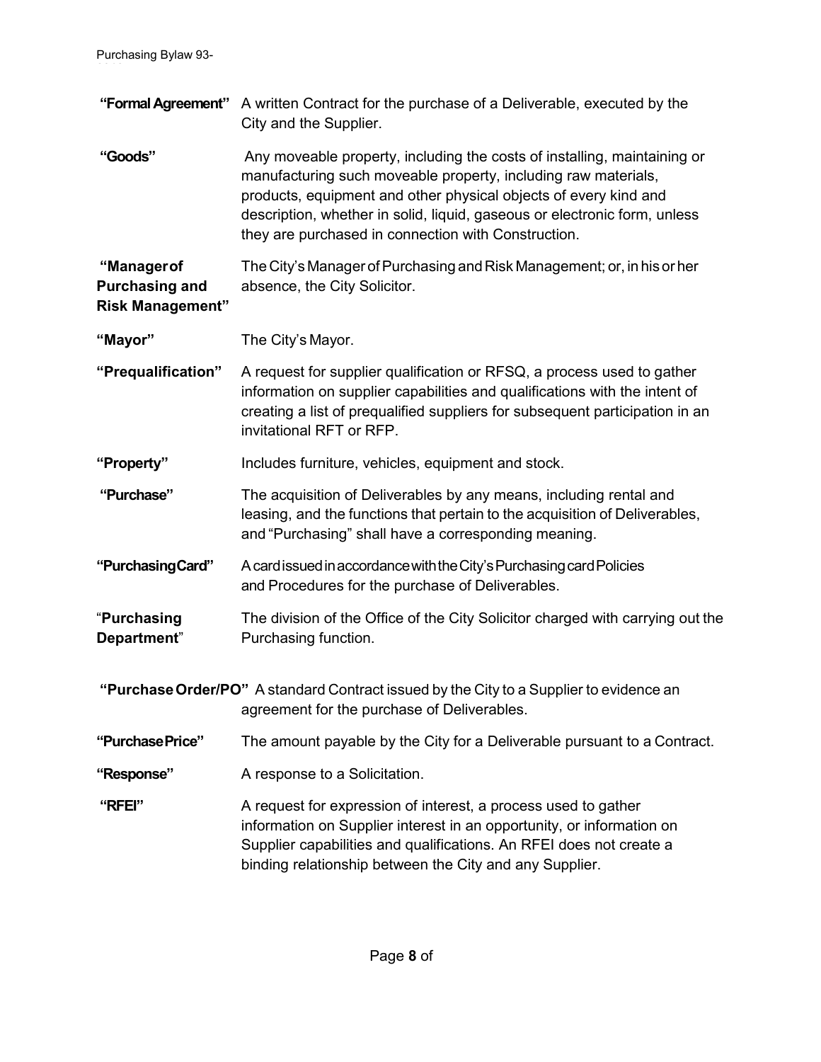**"Formal Agreement"** A written Contract for the purchase of a Deliverable, executed by the City and the Supplier.

**"Goods"** Any moveable property, including the costs of installing, maintaining or manufacturing such moveable property, including raw materials, products, equipment and other physical objects of every kind and description, whether in solid, liquid, gaseous or electronic form, unless they are purchased in connection with Construction.

**"Manager of Purchasing and Risk Management"** The City's Manager of Purchasing and Risk Management; or, in his or her absence, the City Solicitor.

**"Mayor"** The City's Mayor.

**"Prequalification"** A request for supplier qualification or RFSQ, a process used to gather information on supplier capabilities and qualifications with the intent of creating a list of prequalified suppliers for subsequent participation in an invitational RFT or RFP.

**"Property"** Includes furniture, vehicles, equipment and stock.

**"Purchase"** The acquisition of Deliverables by any means, including rental and leasing, and the functions that pertain to the acquisition of Deliverables, and "Purchasing" shall have a corresponding meaning.

**"Purchasing Card"** A card issued in accordance with the City's Purchasing card Policies and Procedures for the purchase of Deliverables.

"**Purchasing Department**" The division of the Office of the City Solicitor charged with carrying out the Purchasing function.

**"Purchase Order/PO"** A standard Contract issued by the City to a Supplier to evidence an agreement for the purchase of Deliverables.

**"Purchase Price"** The amount payable by the City for a Deliverable pursuant to a Contract.

**"Response"** A response to a Solicitation.

**"RFEI"** A request for expression of interest, a process used to gather information on Supplier interest in an opportunity, or information on Supplier capabilities and qualifications. An RFEI does not create a binding relationship between the City and any Supplier.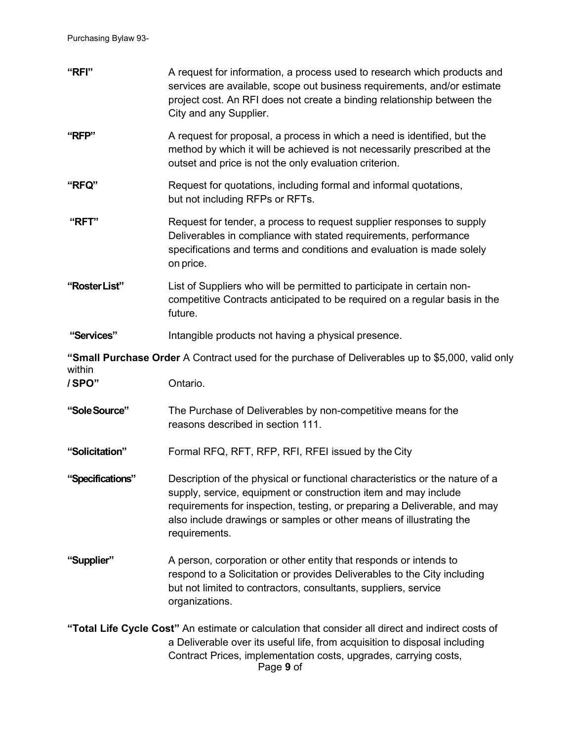**"RFI"** A request for information, a process used to research which products and services are available, scope out business requirements, and/or estimate project cost. An RFI does not create a binding relationship between the City and any Supplier.

**"RFP"** A request for proposal, a process in which a need is identified, but the method by which it will be achieved is not necessarily prescribed at the outset and price is not the only evaluation criterion.

**"RFQ"** Request for quotations, including formal and informal quotations, but not including RFPs or RFTs.

**"RFT"** Request for tender, a process to request supplier responses to supply Deliverables in compliance with stated requirements, performance specifications and terms and conditions and evaluation is made solely on price.

**"Roster List"** List of Suppliers who will be permitted to participate in certain non-competitive Contracts anticipated to be required on a regular basis in the future.

**"Services"** Intangible products not having a physical presence.

**"Small Purchase Order / SPO"** A Contract used for the purchase of Deliverables up to $5,000, valid only within Ontario.

**"Sole Source"** The Purchase of Deliverables by non-competitive means for the reasons described in section 111.

**"Solicitation"** Formal RFQ, RFT, RFP, RFI, RFEI issued by the City

**"Specifications"** Description of the physical or functional characteristics or the nature of a supply, service, equipment or construction item and may include requirements for inspection, testing, or preparing a Deliverable, and may also include drawings or samples or other means of illustrating the requirements.

**"Supplier"** A person, corporation or other entity that responds or intends to respond to a Solicitation or provides Deliverables to the City including but not limited to contractors, consultants, suppliers, service organizations.

**"Total Life Cycle Cost"** An estimate or calculation that consider all direct and indirect costs of a Deliverable over its useful life, from acquisition to disposal including Contract Prices, implementation costs, upgrades, carrying costs,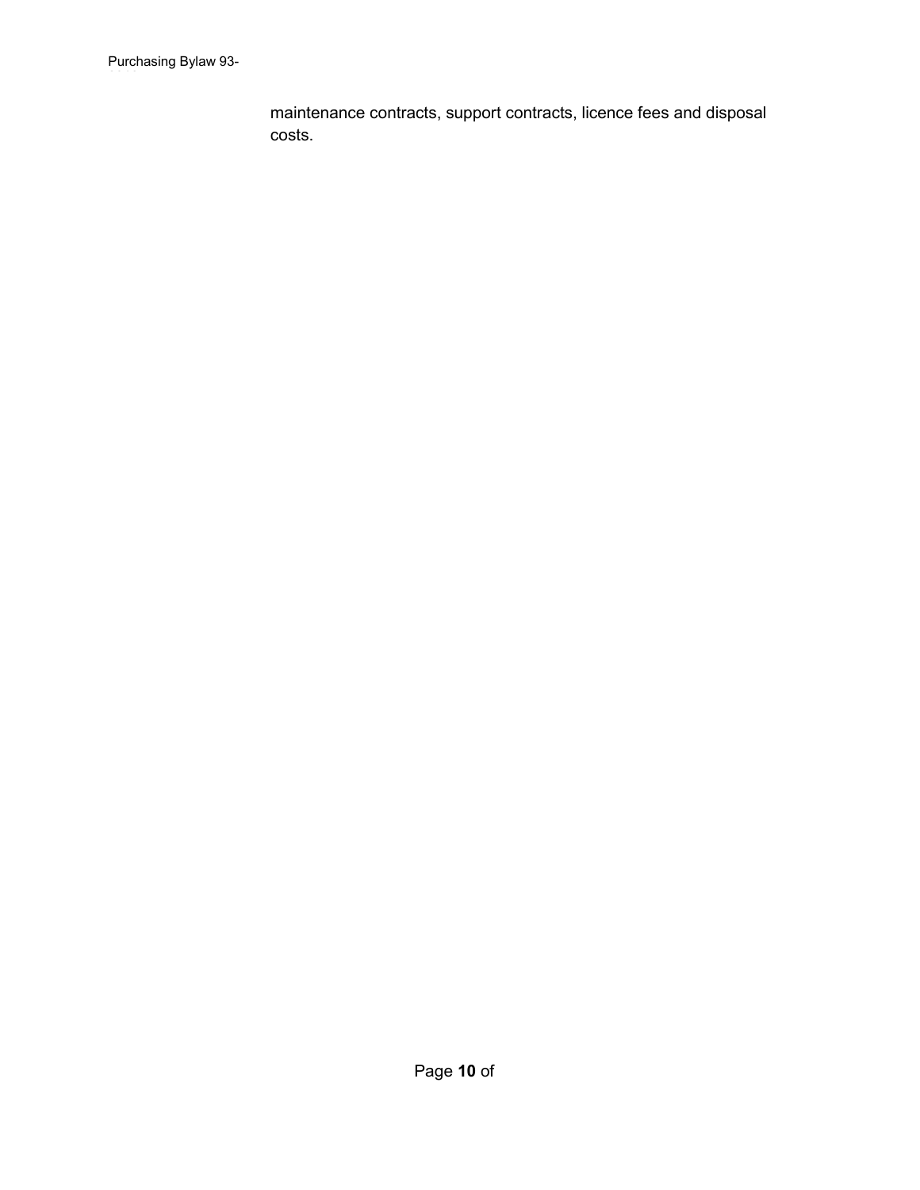maintenance contracts, support contracts, licence fees and disposal costs.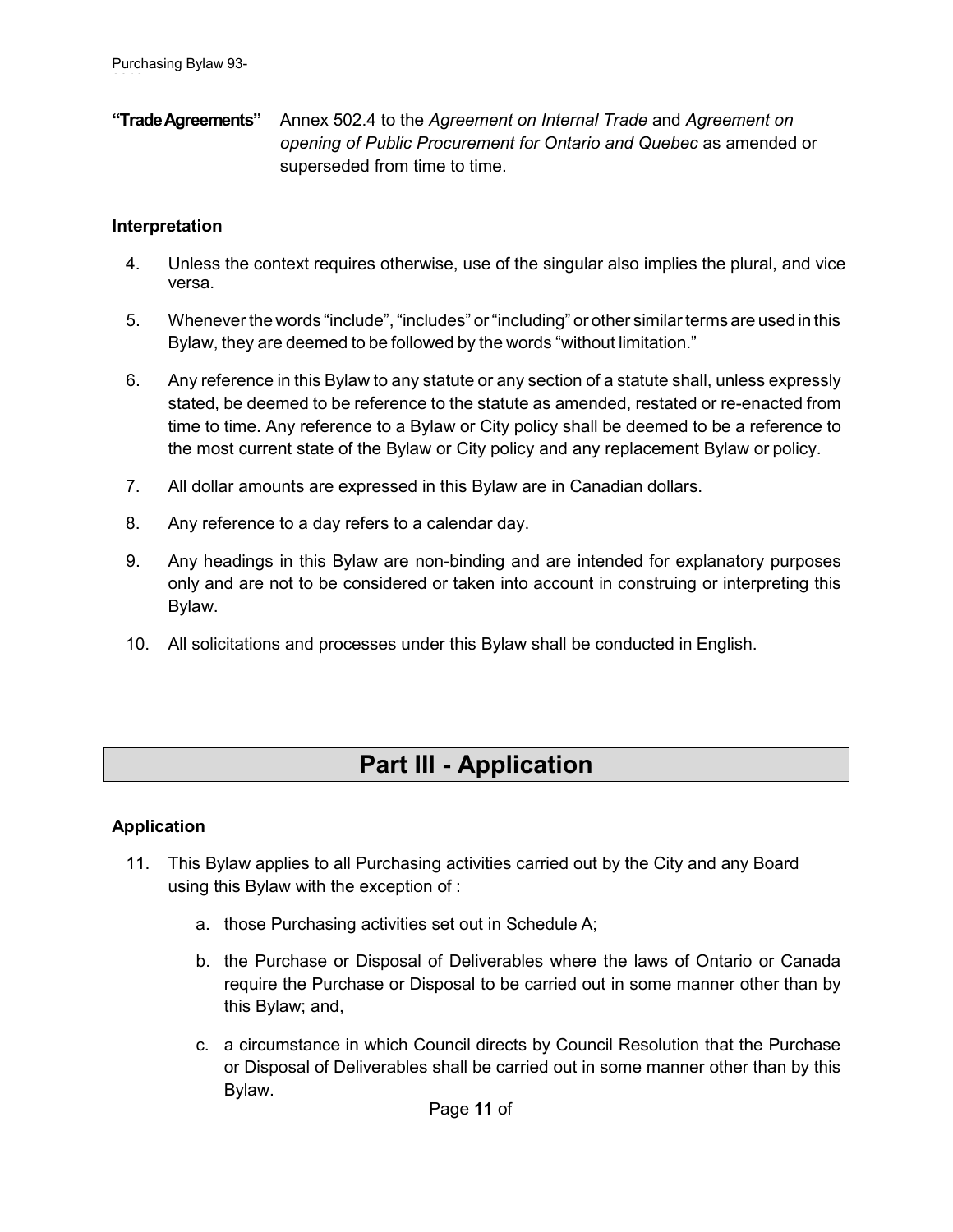**"Trade Agreements"** Annex 502.4 to the *Agreement on Internal Trade* and *Agreement on opening of Public Procurement for Ontario and Quebec* as amended or superseded from time to time.

### Interpretation

4. Unless the context requires otherwise, use of the singular also implies the plural, and vice versa.

5. Whenever the words "include", "includes" or "including" or other similar terms are used in this Bylaw, they are deemed to be followed by the words "without limitation."

6. Any reference in this Bylaw to any statute or any section of a statute shall, unless expressly stated, be deemed to be reference to the statute as amended, restated or re-enacted from time to time. Any reference to a Bylaw or City policy shall be deemed to be a reference to the most current state of the Bylaw or City policy and any replacement Bylaw or policy.

7. All dollar amounts are expressed in this Bylaw are in Canadian dollars.

8. Any reference to a day refers to a calendar day.

9. Any headings in this Bylaw are non-binding and are intended for explanatory purposes only and are not to be considered or taken into account in construing or interpreting this Bylaw.

10. All solicitations and processes under this Bylaw shall be conducted in English.

# Part III - Application

### Application

11. This Bylaw applies to all Purchasing activities carried out by the City and any Board using this Bylaw with the exception of :

    a. those Purchasing activities set out in Schedule A;

    b. the Purchase or Disposal of Deliverables where the laws of Ontario or Canada require the Purchase or Disposal to be carried out in some manner other than by this Bylaw; and,

    c. a circumstance in which Council directs by Council Resolution that the Purchase or Disposal of Deliverables shall be carried out in some manner other than by this Bylaw.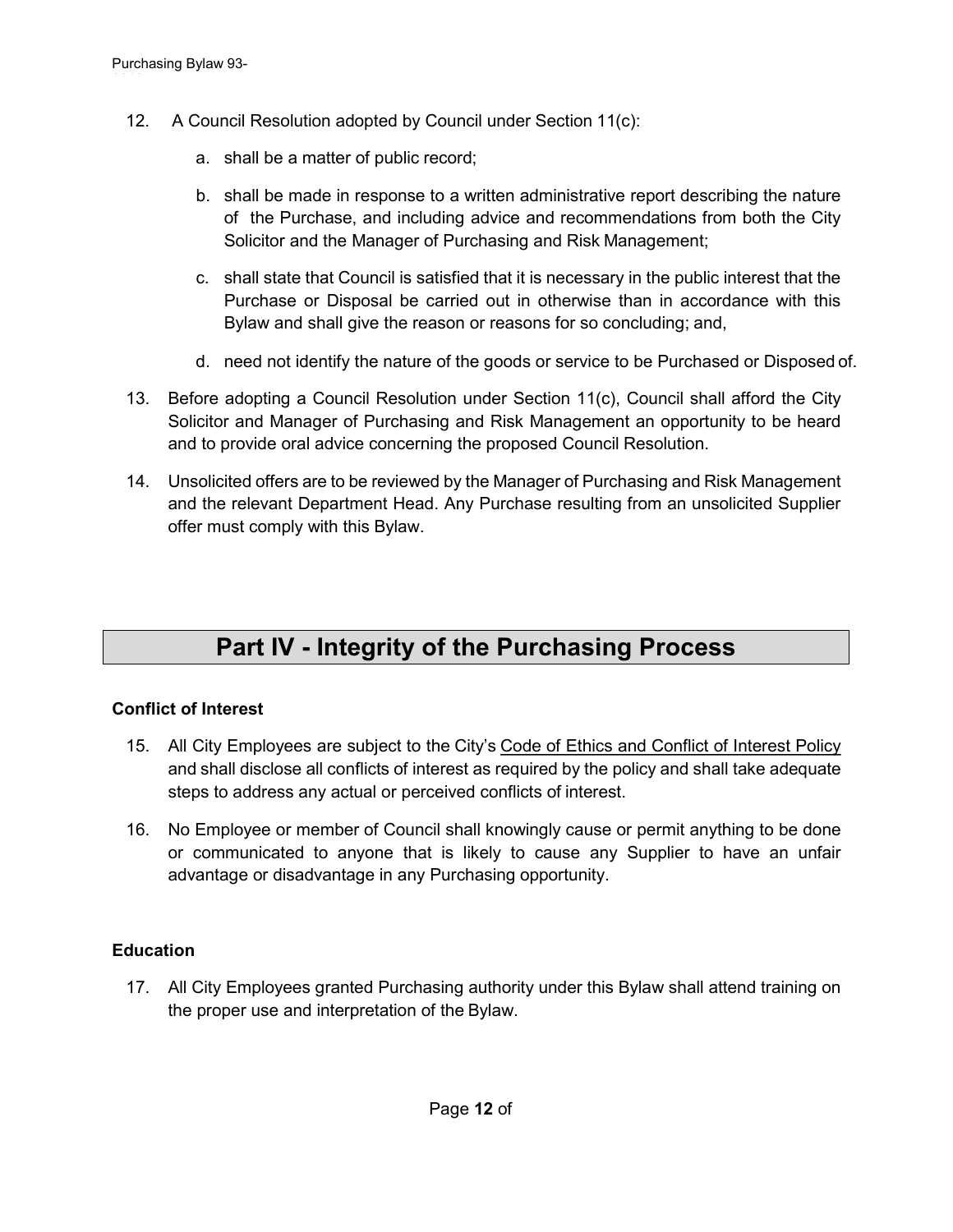12. A Council Resolution adopted by Council under Section 11(c):

    a. shall be a matter of public record;

    b. shall be made in response to a written administrative report describing the nature of the Purchase, and including advice and recommendations from both the City Solicitor and the Manager of Purchasing and Risk Management;

    c. shall state that Council is satisfied that it is necessary in the public interest that the Purchase or Disposal be carried out in otherwise than in accordance with this Bylaw and shall give the reason or reasons for so concluding; and,

    d. need not identify the nature of the goods or service to be Purchased or Disposed of.

13. Before adopting a Council Resolution under Section 11(c), Council shall afford the City Solicitor and Manager of Purchasing and Risk Management an opportunity to be heard and to provide oral advice concerning the proposed Council Resolution.

14. Unsolicited offers are to be reviewed by the Manager of Purchasing and Risk Management and the relevant Department Head. Any Purchase resulting from an unsolicited Supplier offer must comply with this Bylaw.

# Part IV - Integrity of the Purchasing Process

### Conflict of Interest

15. All City Employees are subject to the City's Code of Ethics and Conflict of Interest Policy and shall disclose all conflicts of interest as required by the policy and shall take adequate steps to address any actual or perceived conflicts of interest.

16. No Employee or member of Council shall knowingly cause or permit anything to be done or communicated to anyone that is likely to cause any Supplier to have an unfair advantage or disadvantage in any Purchasing opportunity.

### Education

17. All City Employees granted Purchasing authority under this Bylaw shall attend training on the proper use and interpretation of the Bylaw.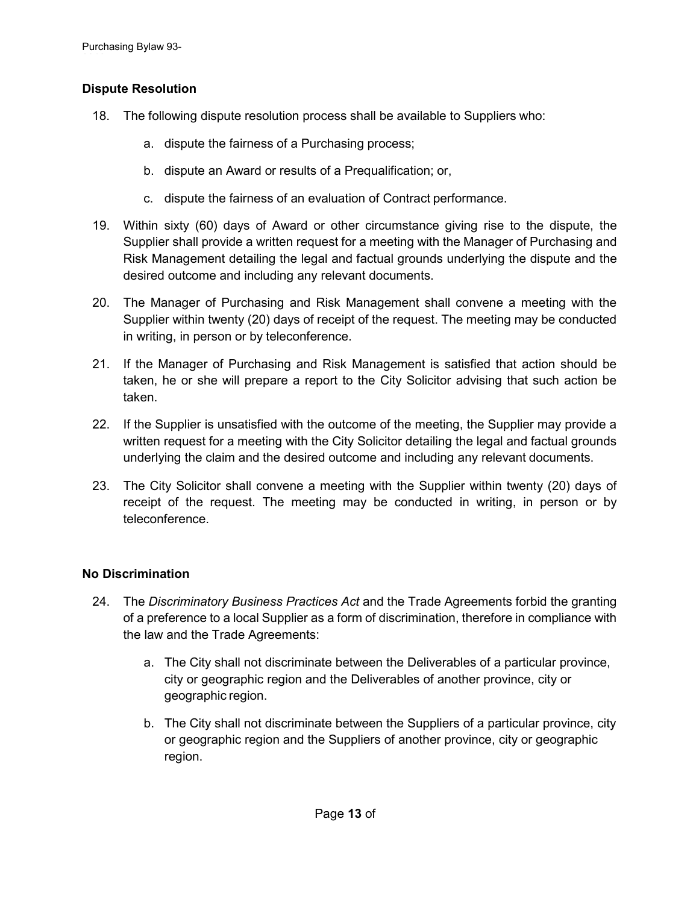## Dispute Resolution

18. The following dispute resolution process shall be available to Suppliers who:

    a. dispute the fairness of a Purchasing process;

    b. dispute an Award or results of a Prequalification; or,

    c. dispute the fairness of an evaluation of Contract performance.

19. Within sixty (60) days of Award or other circumstance giving rise to the dispute, the Supplier shall provide a written request for a meeting with the Manager of Purchasing and Risk Management detailing the legal and factual grounds underlying the dispute and the desired outcome and including any relevant documents.

20. The Manager of Purchasing and Risk Management shall convene a meeting with the Supplier within twenty (20) days of receipt of the request. The meeting may be conducted in writing, in person or by teleconference.

21. If the Manager of Purchasing and Risk Management is satisfied that action should be taken, he or she will prepare a report to the City Solicitor advising that such action be taken.

22. If the Supplier is unsatisfied with the outcome of the meeting, the Supplier may provide a written request for a meeting with the City Solicitor detailing the legal and factual grounds underlying the claim and the desired outcome and including any relevant documents.

23. The City Solicitor shall convene a meeting with the Supplier within twenty (20) days of receipt of the request. The meeting may be conducted in writing, in person or by teleconference.

## No Discrimination

24. The *Discriminatory Business Practices Act* and the Trade Agreements forbid the granting of a preference to a local Supplier as a form of discrimination, therefore in compliance with the law and the Trade Agreements:

    a. The City shall not discriminate between the Deliverables of a particular province, city or geographic region and the Deliverables of another province, city or geographic region.

    b. The City shall not discriminate between the Suppliers of a particular province, city or geographic region and the Suppliers of another province, city or geographic region.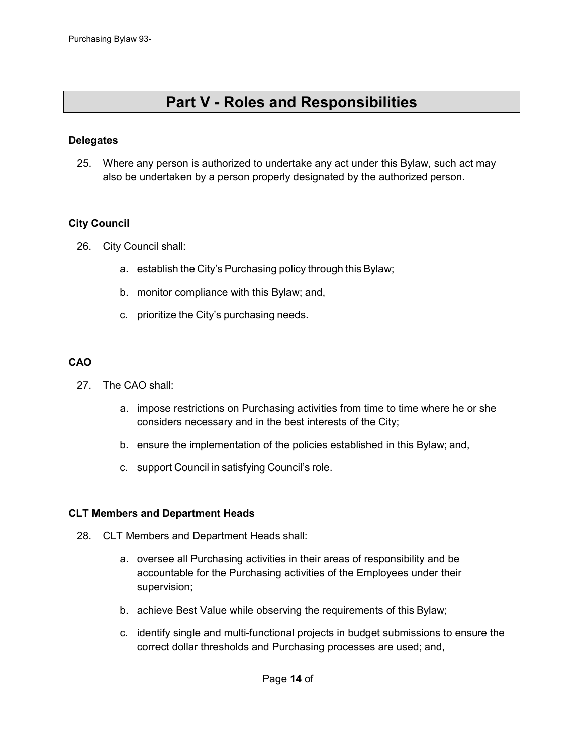# Part V - Roles and Responsibilities

**Delegates**

25. Where any person is authorized to undertake any act under this Bylaw, such act may also be undertaken by a person properly designated by the authorized person.

**City Council**

26. City Council shall:

    a. establish the City's Purchasing policy through this Bylaw;

    b. monitor compliance with this Bylaw; and,

    c. prioritize the City's purchasing needs.

**CAO**

27. The CAO shall:

    a. impose restrictions on Purchasing activities from time to time where he or she considers necessary and in the best interests of the City;

    b. ensure the implementation of the policies established in this Bylaw; and,

    c. support Council in satisfying Council's role.

**CLT Members and Department Heads**

28. CLT Members and Department Heads shall:

    a. oversee all Purchasing activities in their areas of responsibility and be accountable for the Purchasing activities of the Employees under their supervision;

    b. achieve Best Value while observing the requirements of this Bylaw;

    c. identify single and multi-functional projects in budget submissions to ensure the correct dollar thresholds and Purchasing processes are used; and,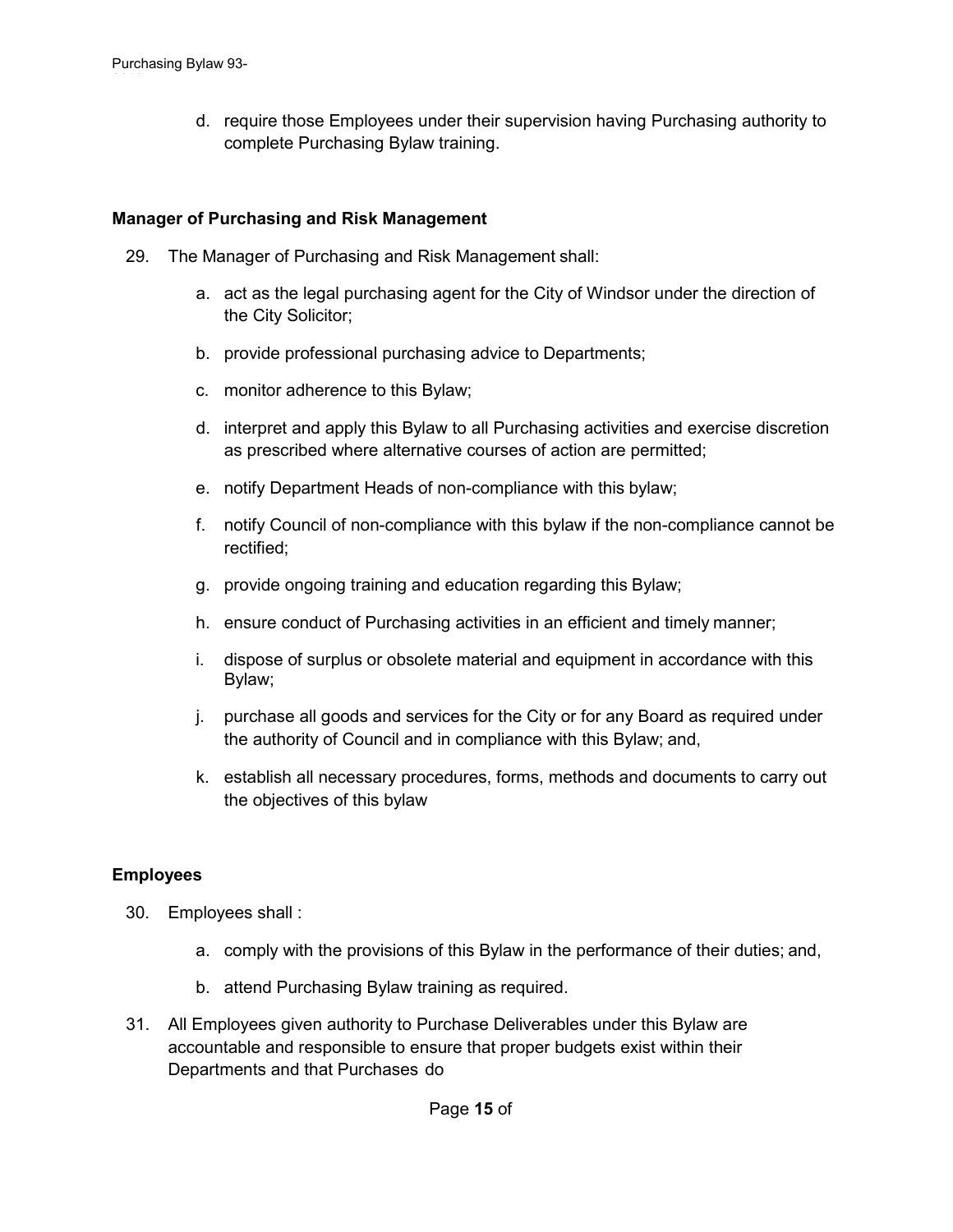d. require those Employees under their supervision having Purchasing authority to complete Purchasing Bylaw training.

**Manager of Purchasing and Risk Management**

29. The Manager of Purchasing and Risk Management shall:

    a. act as the legal purchasing agent for the City of Windsor under the direction of the City Solicitor;

    b. provide professional purchasing advice to Departments;

    c. monitor adherence to this Bylaw;

    d. interpret and apply this Bylaw to all Purchasing activities and exercise discretion as prescribed where alternative courses of action are permitted;

    e. notify Department Heads of non-compliance with this bylaw;

    f. notify Council of non-compliance with this bylaw if the non-compliance cannot be rectified;

    g. provide ongoing training and education regarding this Bylaw;

    h. ensure conduct of Purchasing activities in an efficient and timely manner;

    i. dispose of surplus or obsolete material and equipment in accordance with this Bylaw;

    j. purchase all goods and services for the City or for any Board as required under the authority of Council and in compliance with this Bylaw; and,

    k. establish all necessary procedures, forms, methods and documents to carry out the objectives of this bylaw

**Employees**

30. Employees shall :

    a. comply with the provisions of this Bylaw in the performance of their duties; and,

    b. attend Purchasing Bylaw training as required.

31. All Employees given authority to Purchase Deliverables under this Bylaw are accountable and responsible to ensure that proper budgets exist within their Departments and that Purchases do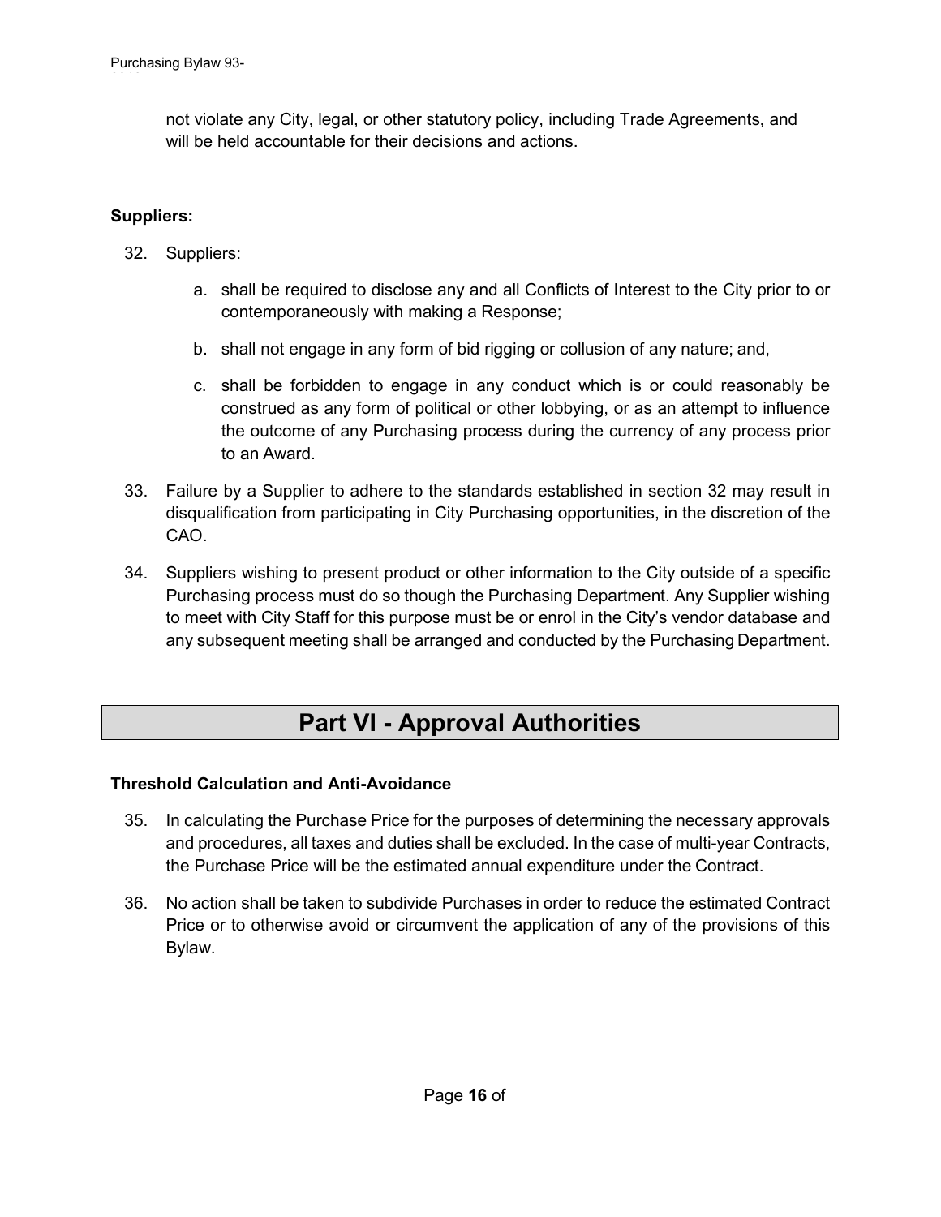not violate any City, legal, or other statutory policy, including Trade Agreements, and will be held accountable for their decisions and actions.

**Suppliers:**

32. Suppliers:

    a. shall be required to disclose any and all Conflicts of Interest to the City prior to or contemporaneously with making a Response;

    b. shall not engage in any form of bid rigging or collusion of any nature; and,

    c. shall be forbidden to engage in any conduct which is or could reasonably be construed as any form of political or other lobbying, or as an attempt to influence the outcome of any Purchasing process during the currency of any process prior to an Award.

33. Failure by a Supplier to adhere to the standards established in section 32 may result in disqualification from participating in City Purchasing opportunities, in the discretion of the CAO.

34. Suppliers wishing to present product or other information to the City outside of a specific Purchasing process must do so though the Purchasing Department. Any Supplier wishing to meet with City Staff for this purpose must be or enrol in the City's vendor database and any subsequent meeting shall be arranged and conducted by the Purchasing Department.

# Part VI - Approval Authorities

**Threshold Calculation and Anti-Avoidance**

35. In calculating the Purchase Price for the purposes of determining the necessary approvals and procedures, all taxes and duties shall be excluded. In the case of multi-year Contracts, the Purchase Price will be the estimated annual expenditure under the Contract.

36. No action shall be taken to subdivide Purchases in order to reduce the estimated Contract Price or to otherwise avoid or circumvent the application of any of the provisions of this Bylaw.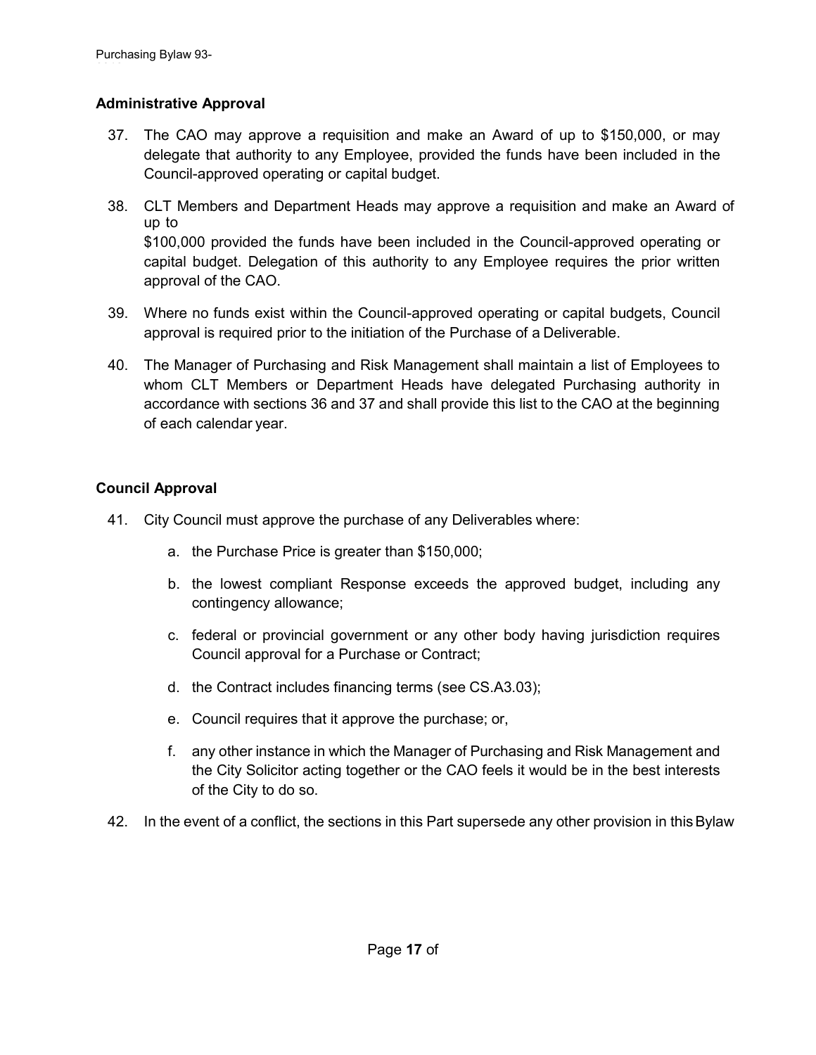### Administrative Approval

37. The CAO may approve a requisition and make an Award of up to $150,000, or may delegate that authority to any Employee, provided the funds have been included in the Council-approved operating or capital budget.

38. CLT Members and Department Heads may approve a requisition and make an Award of up to $100,000 provided the funds have been included in the Council-approved operating or capital budget. Delegation of this authority to any Employee requires the prior written approval of the CAO.

39. Where no funds exist within the Council-approved operating or capital budgets, Council approval is required prior to the initiation of the Purchase of a Deliverable.

40. The Manager of Purchasing and Risk Management shall maintain a list of Employees to whom CLT Members or Department Heads have delegated Purchasing authority in accordance with sections 36 and 37 and shall provide this list to the CAO at the beginning of each calendar year.

### Council Approval

41. City Council must approve the purchase of any Deliverables where:

    a. the Purchase Price is greater than $150,000;

    b. the lowest compliant Response exceeds the approved budget, including any contingency allowance;

    c. federal or provincial government or any other body having jurisdiction requires Council approval for a Purchase or Contract;

    d. the Contract includes financing terms (see CS.A3.03);

    e. Council requires that it approve the purchase; or,

    f. any other instance in which the Manager of Purchasing and Risk Management and the City Solicitor acting together or the CAO feels it would be in the best interests of the City to do so.

42. In the event of a conflict, the sections in this Part supersede any other provision in this Bylaw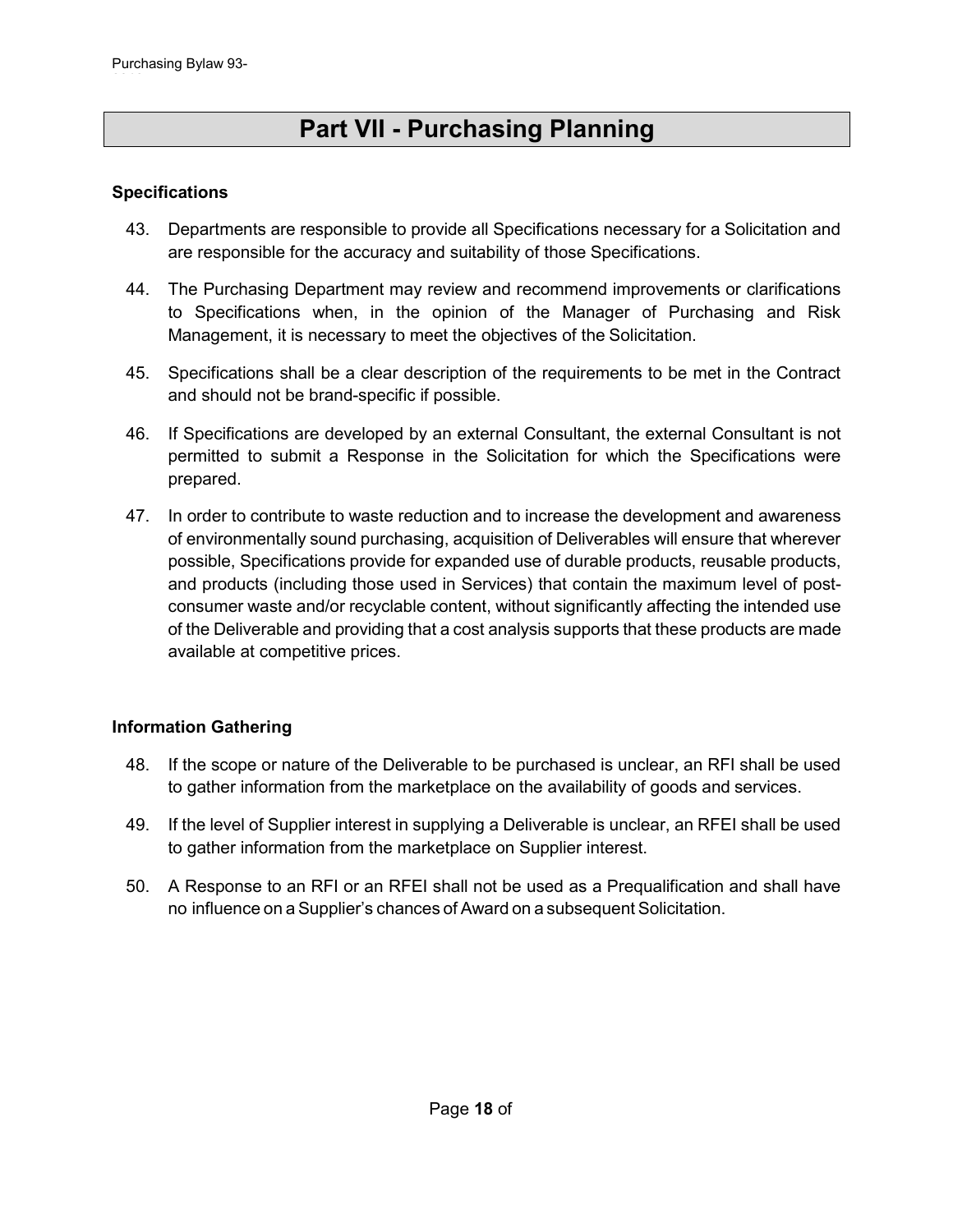# Part VII - Purchasing Planning

### Specifications

43. Departments are responsible to provide all Specifications necessary for a Solicitation and are responsible for the accuracy and suitability of those Specifications.

44. The Purchasing Department may review and recommend improvements or clarifications to Specifications when, in the opinion of the Manager of Purchasing and Risk Management, it is necessary to meet the objectives of the Solicitation.

45. Specifications shall be a clear description of the requirements to be met in the Contract and should not be brand-specific if possible.

46. If Specifications are developed by an external Consultant, the external Consultant is not permitted to submit a Response in the Solicitation for which the Specifications were prepared.

47. In order to contribute to waste reduction and to increase the development and awareness of environmentally sound purchasing, acquisition of Deliverables will ensure that wherever possible, Specifications provide for expanded use of durable products, reusable products, and products (including those used in Services) that contain the maximum level of post-consumer waste and/or recyclable content, without significantly affecting the intended use of the Deliverable and providing that a cost analysis supports that these products are made available at competitive prices.

### Information Gathering

48. If the scope or nature of the Deliverable to be purchased is unclear, an RFI shall be used to gather information from the marketplace on the availability of goods and services.

49. If the level of Supplier interest in supplying a Deliverable is unclear, an RFEI shall be used to gather information from the marketplace on Supplier interest.

50. A Response to an RFI or an RFEI shall not be used as a Prequalification and shall have no influence on a Supplier's chances of Award on a subsequent Solicitation.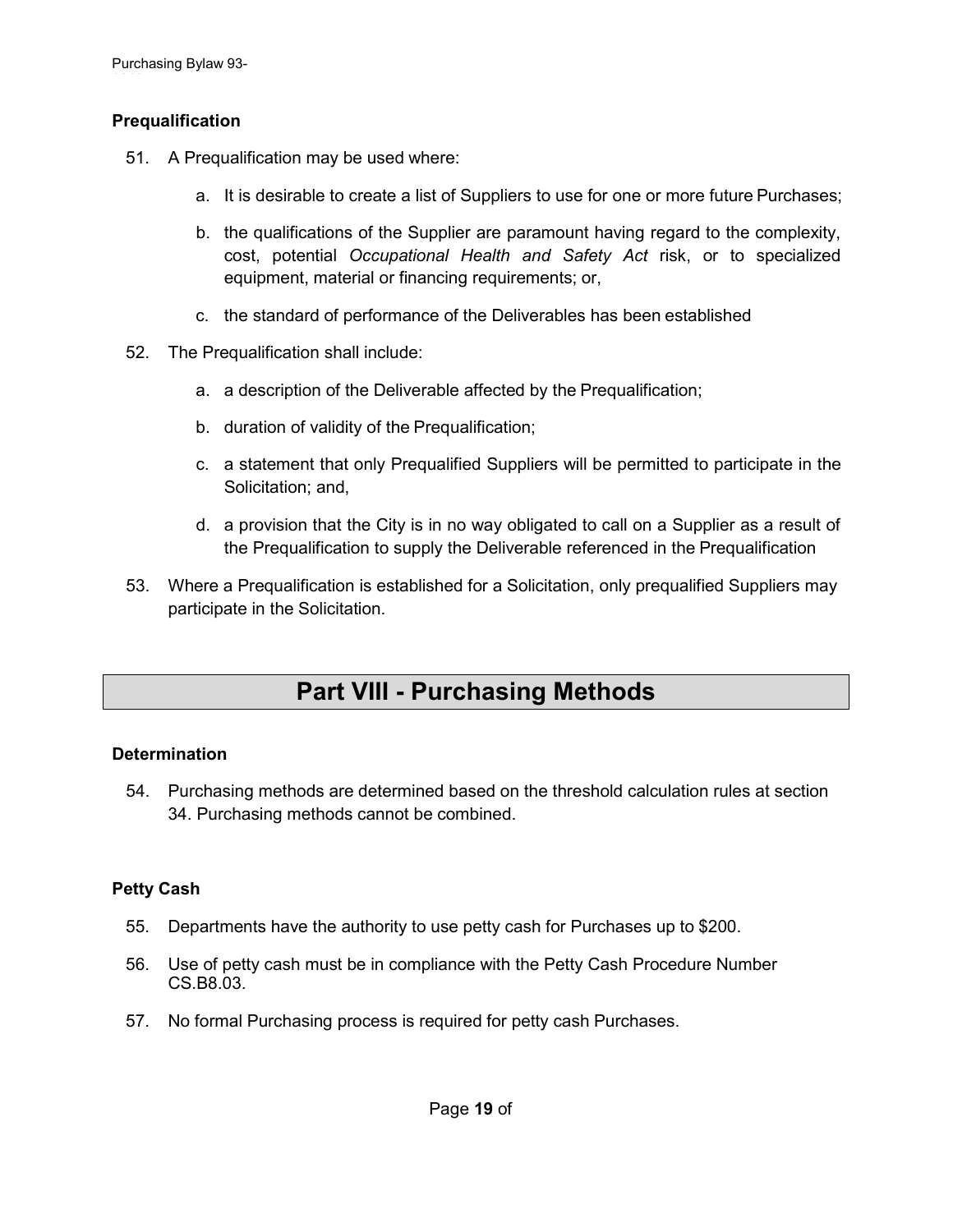### Prequalification

51. A Prequalification may be used where:

    a. It is desirable to create a list of Suppliers to use for one or more future Purchases;

    b. the qualifications of the Supplier are paramount having regard to the complexity, cost, potential *Occupational Health and Safety Act* risk, or to specialized equipment, material or financing requirements; or,

    c. the standard of performance of the Deliverables has been established

52. The Prequalification shall include:

    a. a description of the Deliverable affected by the Prequalification;

    b. duration of validity of the Prequalification;

    c. a statement that only Prequalified Suppliers will be permitted to participate in the Solicitation; and,

    d. a provision that the City is in no way obligated to call on a Supplier as a result of the Prequalification to supply the Deliverable referenced in the Prequalification

53. Where a Prequalification is established for a Solicitation, only prequalified Suppliers may participate in the Solicitation.

## Part VIII - Purchasing Methods

### Determination

54. Purchasing methods are determined based on the threshold calculation rules at section 34. Purchasing methods cannot be combined.

### Petty Cash

55. Departments have the authority to use petty cash for Purchases up to $200.

56. Use of petty cash must be in compliance with the Petty Cash Procedure Number CS.B8.03.

57. No formal Purchasing process is required for petty cash Purchases.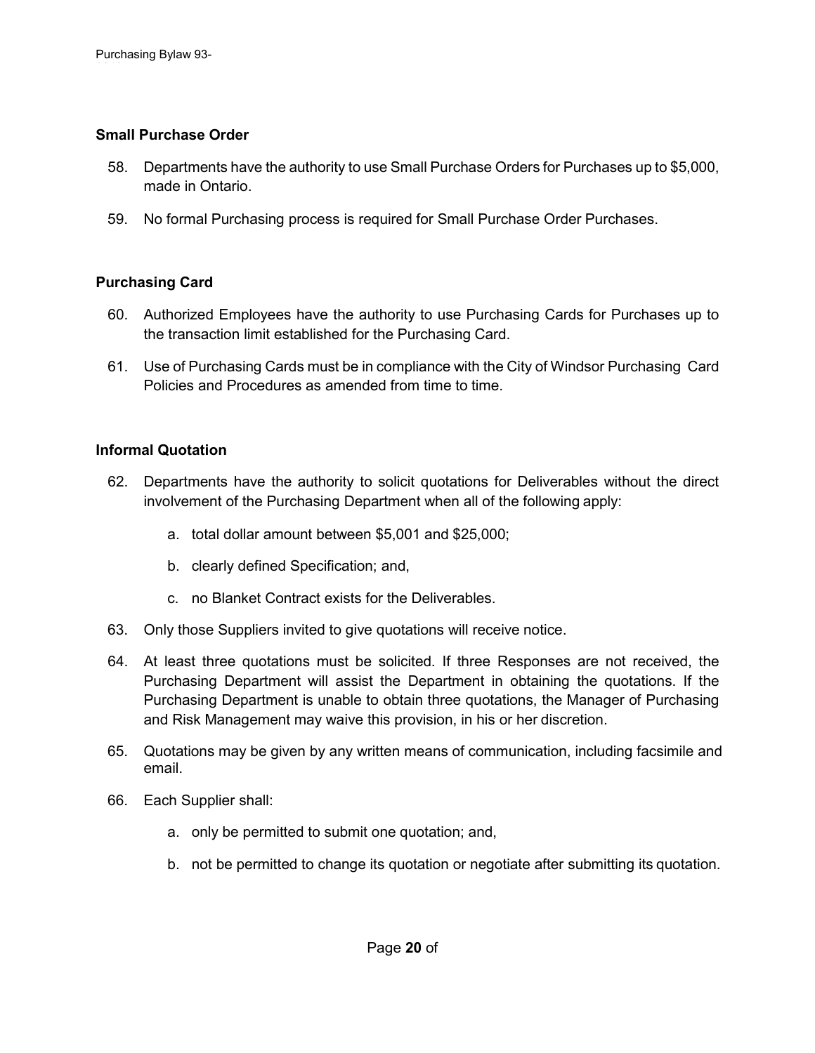### Small Purchase Order

58. Departments have the authority to use Small Purchase Orders for Purchases up to $5,000, made in Ontario.

59. No formal Purchasing process is required for Small Purchase Order Purchases.

### Purchasing Card

60. Authorized Employees have the authority to use Purchasing Cards for Purchases up to the transaction limit established for the Purchasing Card.

61. Use of Purchasing Cards must be in compliance with the City of Windsor Purchasing Card Policies and Procedures as amended from time to time.

### Informal Quotation

62. Departments have the authority to solicit quotations for Deliverables without the direct involvement of the Purchasing Department when all of the following apply:

    a. total dollar amount between $5,001 and $25,000;

    b. clearly defined Specification; and,

    c. no Blanket Contract exists for the Deliverables.

63. Only those Suppliers invited to give quotations will receive notice.

64. At least three quotations must be solicited. If three Responses are not received, the Purchasing Department will assist the Department in obtaining the quotations. If the Purchasing Department is unable to obtain three quotations, the Manager of Purchasing and Risk Management may waive this provision, in his or her discretion.

65. Quotations may be given by any written means of communication, including facsimile and email.

66. Each Supplier shall:

    a. only be permitted to submit one quotation; and,

    b. not be permitted to change its quotation or negotiate after submitting its quotation.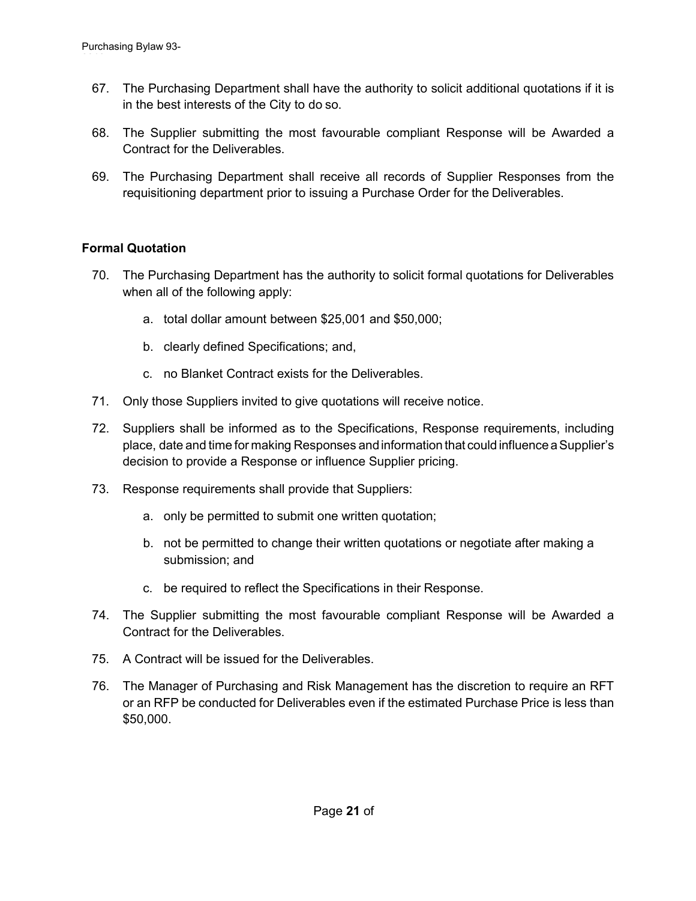67. The Purchasing Department shall have the authority to solicit additional quotations if it is in the best interests of the City to do so.

68. The Supplier submitting the most favourable compliant Response will be Awarded a Contract for the Deliverables.

69. The Purchasing Department shall receive all records of Supplier Responses from the requisitioning department prior to issuing a Purchase Order for the Deliverables.

### Formal Quotation

70. The Purchasing Department has the authority to solicit formal quotations for Deliverables when all of the following apply:

    a. total dollar amount between $25,001 and $50,000;

    b. clearly defined Specifications; and,

    c. no Blanket Contract exists for the Deliverables.

71. Only those Suppliers invited to give quotations will receive notice.

72. Suppliers shall be informed as to the Specifications, Response requirements, including place, date and time for making Responses and information that could influence a Supplier's decision to provide a Response or influence Supplier pricing.

73. Response requirements shall provide that Suppliers:

    a. only be permitted to submit one written quotation;

    b. not be permitted to change their written quotations or negotiate after making a submission; and

    c. be required to reflect the Specifications in their Response.

74. The Supplier submitting the most favourable compliant Response will be Awarded a Contract for the Deliverables.

75. A Contract will be issued for the Deliverables.

76. The Manager of Purchasing and Risk Management has the discretion to require an RFT or an RFP be conducted for Deliverables even if the estimated Purchase Price is less than $50,000.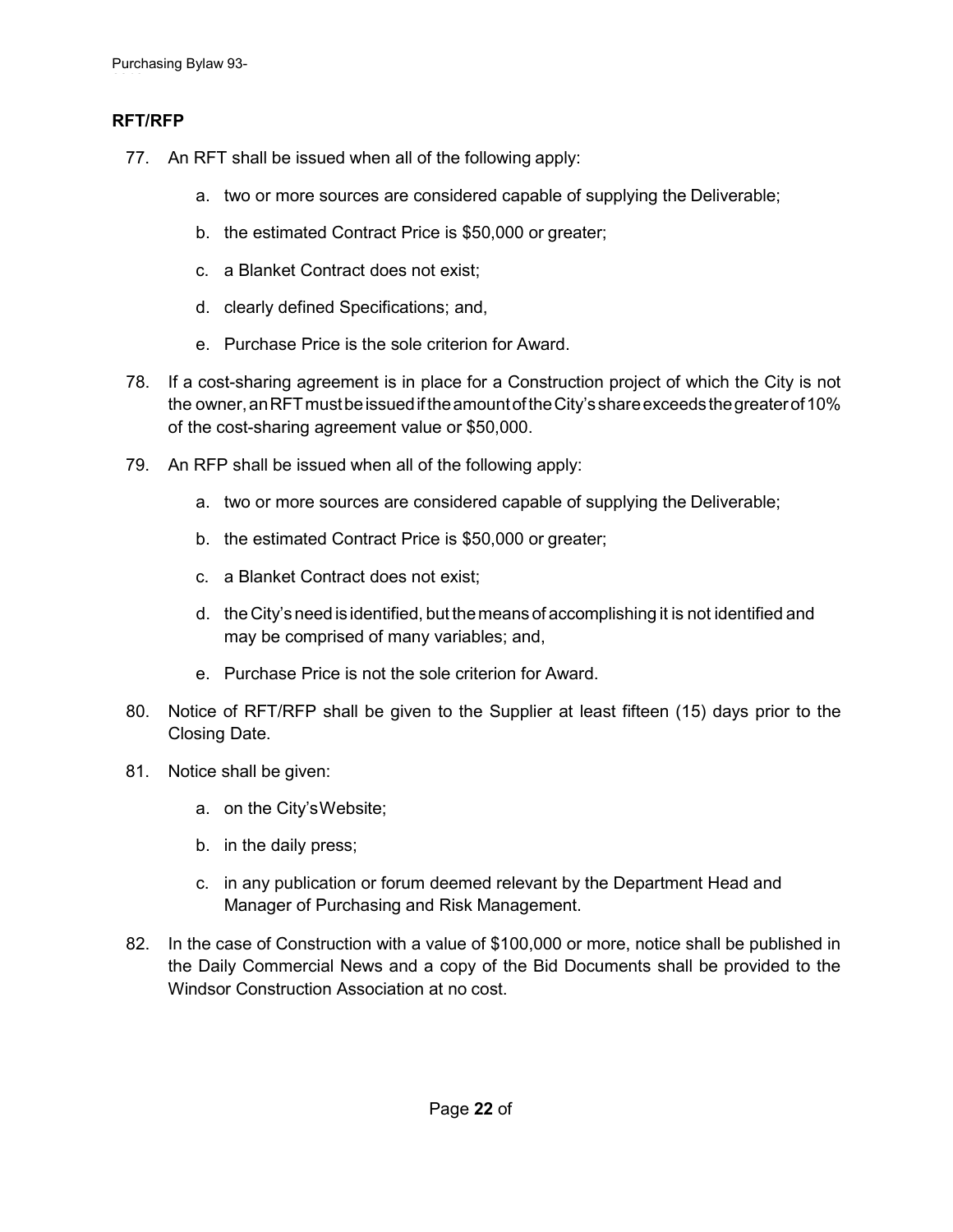### RFT/RFP

77. An RFT shall be issued when all of the following apply:

    a. two or more sources are considered capable of supplying the Deliverable;

    b. the estimated Contract Price is $50,000 or greater;

    c. a Blanket Contract does not exist;

    d. clearly defined Specifications; and,

    e. Purchase Price is the sole criterion for Award.

78. If a cost-sharing agreement is in place for a Construction project of which the City is not the owner, an RFT must be issued if the amount of the City's share exceeds the greater of 10% of the cost-sharing agreement value or $50,000.

79. An RFP shall be issued when all of the following apply:

    a. two or more sources are considered capable of supplying the Deliverable;

    b. the estimated Contract Price is $50,000 or greater;

    c. a Blanket Contract does not exist;

    d. the City's need is identified, but the means of accomplishing it is not identified and may be comprised of many variables; and,

    e. Purchase Price is not the sole criterion for Award.

80. Notice of RFT/RFP shall be given to the Supplier at least fifteen (15) days prior to the Closing Date.

81. Notice shall be given:

    a. on the City's Website;

    b. in the daily press;

    c. in any publication or forum deemed relevant by the Department Head and Manager of Purchasing and Risk Management.

82. In the case of Construction with a value of $100,000 or more, notice shall be published in the Daily Commercial News and a copy of the Bid Documents shall be provided to the Windsor Construction Association at no cost.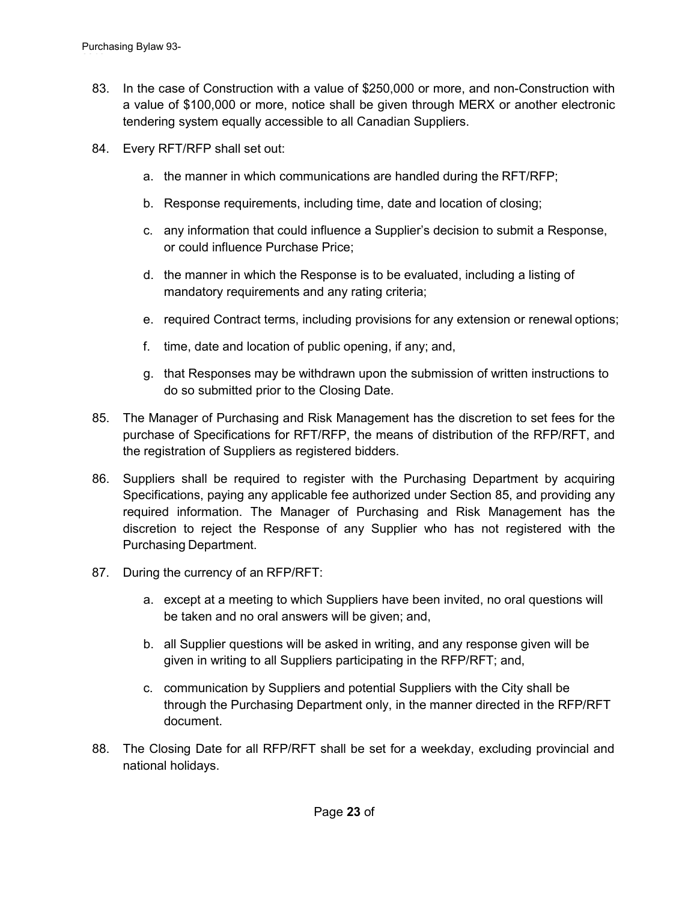83. In the case of Construction with a value of $250,000 or more, and non-Construction with a value of $100,000 or more, notice shall be given through MERX or another electronic tendering system equally accessible to all Canadian Suppliers.

84. Every RFT/RFP shall set out:

    a. the manner in which communications are handled during the RFT/RFP;

    b. Response requirements, including time, date and location of closing;

    c. any information that could influence a Supplier's decision to submit a Response, or could influence Purchase Price;

    d. the manner in which the Response is to be evaluated, including a listing of mandatory requirements and any rating criteria;

    e. required Contract terms, including provisions for any extension or renewal options;

    f. time, date and location of public opening, if any; and,

    g. that Responses may be withdrawn upon the submission of written instructions to do so submitted prior to the Closing Date.

85. The Manager of Purchasing and Risk Management has the discretion to set fees for the purchase of Specifications for RFT/RFP, the means of distribution of the RFP/RFT, and the registration of Suppliers as registered bidders.

86. Suppliers shall be required to register with the Purchasing Department by acquiring Specifications, paying any applicable fee authorized under Section 85, and providing any required information. The Manager of Purchasing and Risk Management has the discretion to reject the Response of any Supplier who has not registered with the Purchasing Department.

87. During the currency of an RFP/RFT:

    a. except at a meeting to which Suppliers have been invited, no oral questions will be taken and no oral answers will be given; and,

    b. all Supplier questions will be asked in writing, and any response given will be given in writing to all Suppliers participating in the RFP/RFT; and,

    c. communication by Suppliers and potential Suppliers with the City shall be through the Purchasing Department only, in the manner directed in the RFP/RFT document.

88. The Closing Date for all RFP/RFT shall be set for a weekday, excluding provincial and national holidays.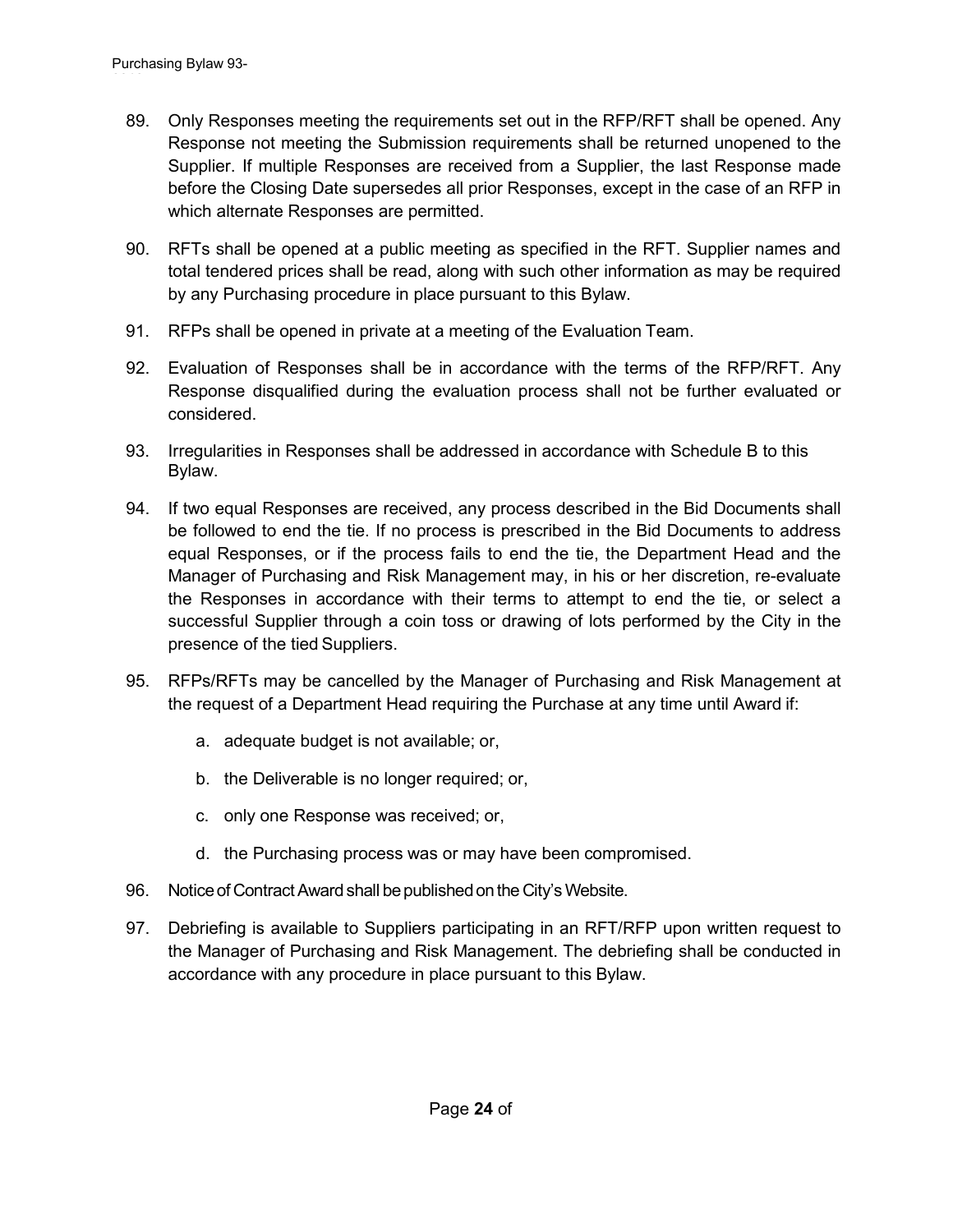89. Only Responses meeting the requirements set out in the RFP/RFT shall be opened. Any Response not meeting the Submission requirements shall be returned unopened to the Supplier. If multiple Responses are received from a Supplier, the last Response made before the Closing Date supersedes all prior Responses, except in the case of an RFP in which alternate Responses are permitted.

90. RFTs shall be opened at a public meeting as specified in the RFT. Supplier names and total tendered prices shall be read, along with such other information as may be required by any Purchasing procedure in place pursuant to this Bylaw.

91. RFPs shall be opened in private at a meeting of the Evaluation Team.

92. Evaluation of Responses shall be in accordance with the terms of the RFP/RFT. Any Response disqualified during the evaluation process shall not be further evaluated or considered.

93. Irregularities in Responses shall be addressed in accordance with Schedule B to this Bylaw.

94. If two equal Responses are received, any process described in the Bid Documents shall be followed to end the tie. If no process is prescribed in the Bid Documents to address equal Responses, or if the process fails to end the tie, the Department Head and the Manager of Purchasing and Risk Management may, in his or her discretion, re-evaluate the Responses in accordance with their terms to attempt to end the tie, or select a successful Supplier through a coin toss or drawing of lots performed by the City in the presence of the tied Suppliers.

95. RFPs/RFTs may be cancelled by the Manager of Purchasing and Risk Management at the request of a Department Head requiring the Purchase at any time until Award if:

    a. adequate budget is not available; or,

    b. the Deliverable is no longer required; or,

    c. only one Response was received; or,

    d. the Purchasing process was or may have been compromised.

96. Notice of Contract Award shall be published on the City's Website.

97. Debriefing is available to Suppliers participating in an RFT/RFP upon written request to the Manager of Purchasing and Risk Management. The debriefing shall be conducted in accordance with any procedure in place pursuant to this Bylaw.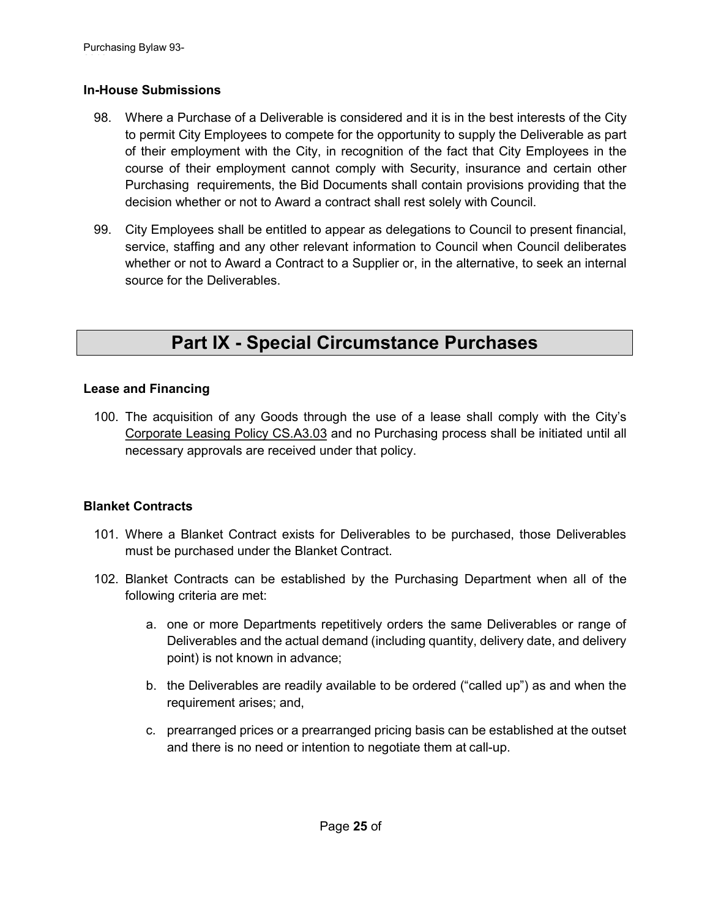### In-House Submissions

98. Where a Purchase of a Deliverable is considered and it is in the best interests of the City to permit City Employees to compete for the opportunity to supply the Deliverable as part of their employment with the City, in recognition of the fact that City Employees in the course of their employment cannot comply with Security, insurance and certain other Purchasing requirements, the Bid Documents shall contain provisions providing that the decision whether or not to Award a contract shall rest solely with Council.

99. City Employees shall be entitled to appear as delegations to Council to present financial, service, staffing and any other relevant information to Council when Council deliberates whether or not to Award a Contract to a Supplier or, in the alternative, to seek an internal source for the Deliverables.

## Part IX - Special Circumstance Purchases

### Lease and Financing

100. The acquisition of any Goods through the use of a lease shall comply with the City's Corporate Leasing Policy CS.A3.03 and no Purchasing process shall be initiated until all necessary approvals are received under that policy.

### Blanket Contracts

101. Where a Blanket Contract exists for Deliverables to be purchased, those Deliverables must be purchased under the Blanket Contract.

102. Blanket Contracts can be established by the Purchasing Department when all of the following criteria are met:

    a. one or more Departments repetitively orders the same Deliverables or range of Deliverables and the actual demand (including quantity, delivery date, and delivery point) is not known in advance;

    b. the Deliverables are readily available to be ordered ("called up") as and when the requirement arises; and,

    c. prearranged prices or a prearranged pricing basis can be established at the outset and there is no need or intention to negotiate them at call-up.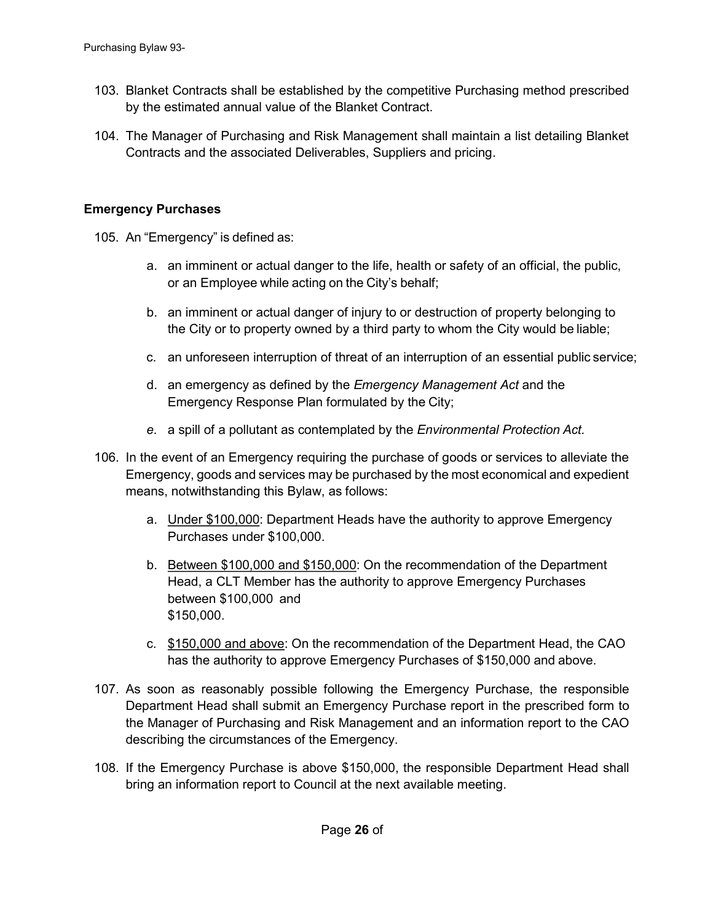103. Blanket Contracts shall be established by the competitive Purchasing method prescribed by the estimated annual value of the Blanket Contract.

104. The Manager of Purchasing and Risk Management shall maintain a list detailing Blanket Contracts and the associated Deliverables, Suppliers and pricing.

## Emergency Purchases

105. An "Emergency" is defined as:

    a. an imminent or actual danger to the life, health or safety of an official, the public, or an Employee while acting on the City's behalf;

    b. an imminent or actual danger of injury to or destruction of property belonging to the City or to property owned by a third party to whom the City would be liable;

    c. an unforeseen interruption of threat of an interruption of an essential public service;

    d. an emergency as defined by the *Emergency Management Act* and the Emergency Response Plan formulated by the City;

    *e.* a spill of a pollutant as contemplated by the *Environmental Protection Act.*

106. In the event of an Emergency requiring the purchase of goods or services to alleviate the Emergency, goods and services may be purchased by the most economical and expedient means, notwithstanding this Bylaw, as follows:

    a. <u>Under $100,000</u>: Department Heads have the authority to approve Emergency Purchases under $100,000.

    b. <u>Between $100,000 and $150,000</u>: On the recommendation of the Department Head, a CLT Member has the authority to approve Emergency Purchases between $100,000 and $150,000.

    c. <u>$150,000 and above</u>: On the recommendation of the Department Head, the CAO has the authority to approve Emergency Purchases of $150,000 and above.

107. As soon as reasonably possible following the Emergency Purchase, the responsible Department Head shall submit an Emergency Purchase report in the prescribed form to the Manager of Purchasing and Risk Management and an information report to the CAO describing the circumstances of the Emergency.

108. If the Emergency Purchase is above $150,000, the responsible Department Head shall bring an information report to Council at the next available meeting.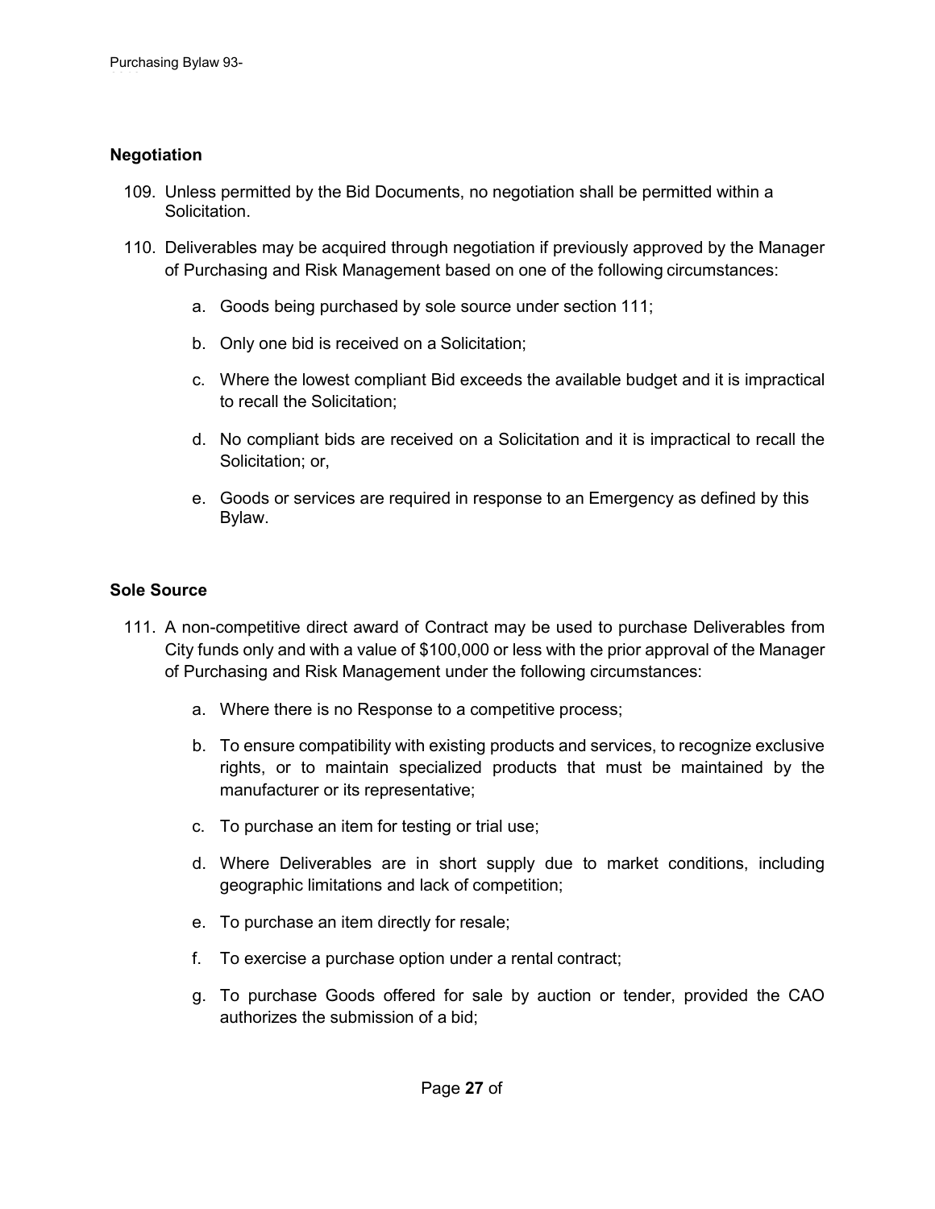## Negotiation

109. Unless permitted by the Bid Documents, no negotiation shall be permitted within a Solicitation.

110. Deliverables may be acquired through negotiation if previously approved by the Manager of Purchasing and Risk Management based on one of the following circumstances:

    a. Goods being purchased by sole source under section 111;

    b. Only one bid is received on a Solicitation;

    c. Where the lowest compliant Bid exceeds the available budget and it is impractical to recall the Solicitation;

    d. No compliant bids are received on a Solicitation and it is impractical to recall the Solicitation; or,

    e. Goods or services are required in response to an Emergency as defined by this Bylaw.

## Sole Source

111. A non-competitive direct award of Contract may be used to purchase Deliverables from City funds only and with a value of $100,000 or less with the prior approval of the Manager of Purchasing and Risk Management under the following circumstances:

    a. Where there is no Response to a competitive process;

    b. To ensure compatibility with existing products and services, to recognize exclusive rights, or to maintain specialized products that must be maintained by the manufacturer or its representative;

    c. To purchase an item for testing or trial use;

    d. Where Deliverables are in short supply due to market conditions, including geographic limitations and lack of competition;

    e. To purchase an item directly for resale;

    f. To exercise a purchase option under a rental contract;

    g. To purchase Goods offered for sale by auction or tender, provided the CAO authorizes the submission of a bid;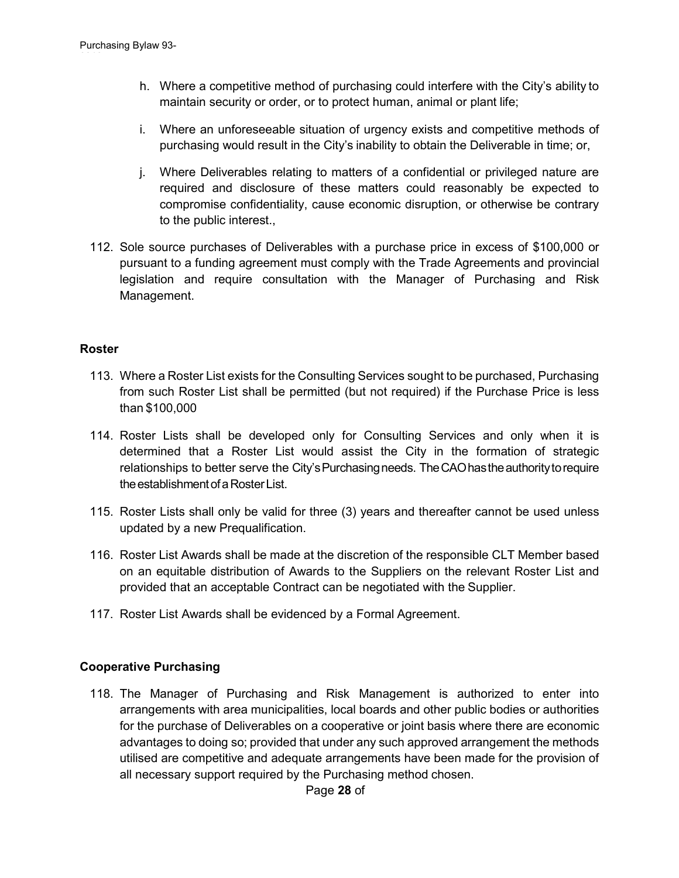h. Where a competitive method of purchasing could interfere with the City's ability to maintain security or order, or to protect human, animal or plant life;

i. Where an unforeseeable situation of urgency exists and competitive methods of purchasing would result in the City's inability to obtain the Deliverable in time; or,

j. Where Deliverables relating to matters of a confidential or privileged nature are required and disclosure of these matters could reasonably be expected to compromise confidentiality, cause economic disruption, or otherwise be contrary to the public interest.,

112. Sole source purchases of Deliverables with a purchase price in excess of $100,000 or pursuant to a funding agreement must comply with the Trade Agreements and provincial legislation and require consultation with the Manager of Purchasing and Risk Management.

**Roster**

113. Where a Roster List exists for the Consulting Services sought to be purchased, Purchasing from such Roster List shall be permitted (but not required) if the Purchase Price is less than $100,000

114. Roster Lists shall be developed only for Consulting Services and only when it is determined that a Roster List would assist the City in the formation of strategic relationships to better serve the City's Purchasing needs. The CAO has the authority to require the establishment of a Roster List.

115. Roster Lists shall only be valid for three (3) years and thereafter cannot be used unless updated by a new Prequalification.

116. Roster List Awards shall be made at the discretion of the responsible CLT Member based on an equitable distribution of Awards to the Suppliers on the relevant Roster List and provided that an acceptable Contract can be negotiated with the Supplier.

117. Roster List Awards shall be evidenced by a Formal Agreement.

**Cooperative Purchasing**

118. The Manager of Purchasing and Risk Management is authorized to enter into arrangements with area municipalities, local boards and other public bodies or authorities for the purchase of Deliverables on a cooperative or joint basis where there are economic advantages to doing so; provided that under any such approved arrangement the methods utilised are competitive and adequate arrangements have been made for the provision of all necessary support required by the Purchasing method chosen.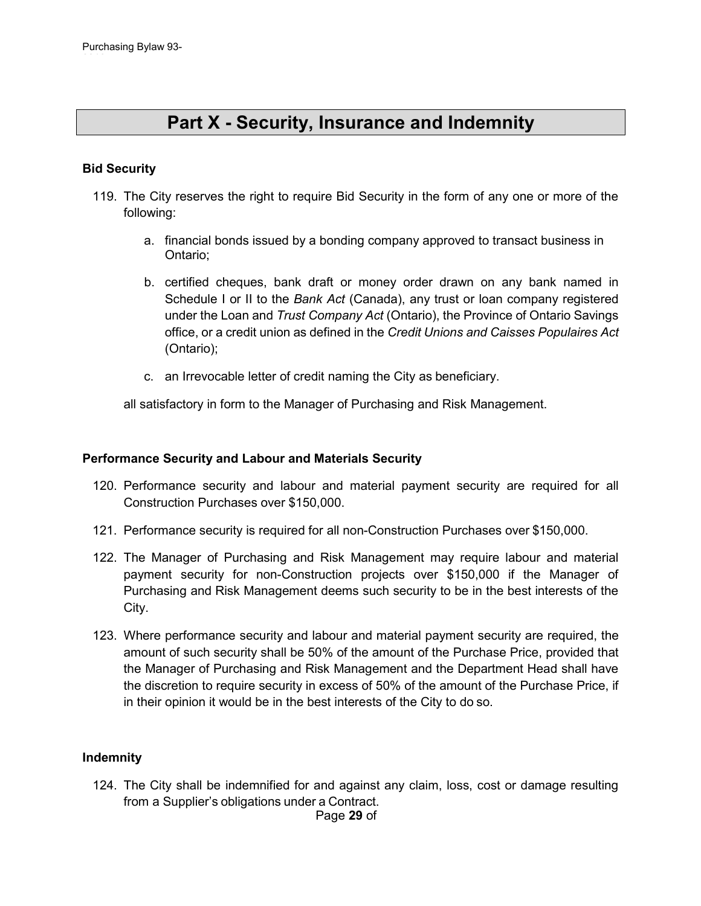# Part X - Security, Insurance and Indemnity

### Bid Security

119. The City reserves the right to require Bid Security in the form of any one or more of the following:

    a. financial bonds issued by a bonding company approved to transact business in Ontario;

    b. certified cheques, bank draft or money order drawn on any bank named in Schedule I or II to the *Bank Act* (Canada), any trust or loan company registered under the Loan and *Trust Company Act* (Ontario), the Province of Ontario Savings office, or a credit union as defined in the *Credit Unions and Caisses Populaires Act* (Ontario);

    c. an Irrevocable letter of credit naming the City as beneficiary.

    all satisfactory in form to the Manager of Purchasing and Risk Management.

### Performance Security and Labour and Materials Security

120. Performance security and labour and material payment security are required for all Construction Purchases over $150,000.

121. Performance security is required for all non-Construction Purchases over $150,000.

122. The Manager of Purchasing and Risk Management may require labour and material payment security for non-Construction projects over $150,000 if the Manager of Purchasing and Risk Management deems such security to be in the best interests of the City.

123. Where performance security and labour and material payment security are required, the amount of such security shall be 50% of the amount of the Purchase Price, provided that the Manager of Purchasing and Risk Management and the Department Head shall have the discretion to require security in excess of 50% of the amount of the Purchase Price, if in their opinion it would be in the best interests of the City to do so.

### Indemnity

124. The City shall be indemnified for and against any claim, loss, cost or damage resulting from a Supplier's obligations under a Contract.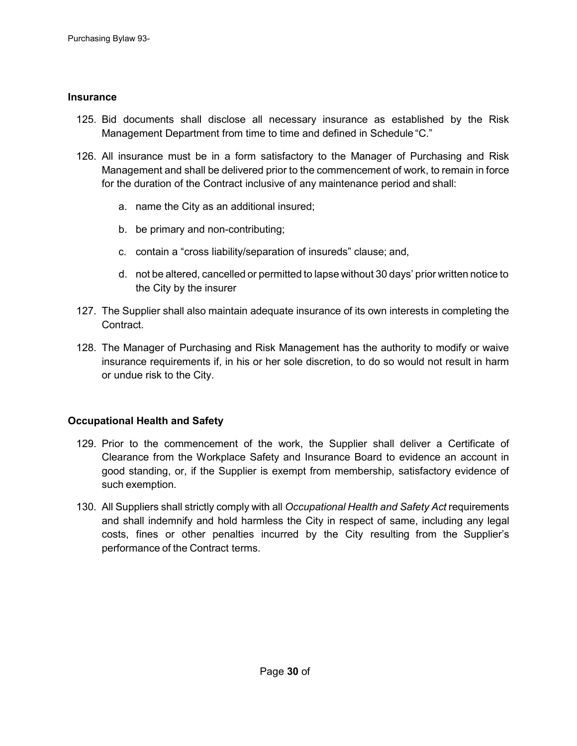### Insurance

125. Bid documents shall disclose all necessary insurance as established by the Risk Management Department from time to time and defined in Schedule "C."

126. All insurance must be in a form satisfactory to the Manager of Purchasing and Risk Management and shall be delivered prior to the commencement of work, to remain in force for the duration of the Contract inclusive of any maintenance period and shall:

    a. name the City as an additional insured;

    b. be primary and non-contributing;

    c. contain a "cross liability/separation of insureds" clause; and,

    d. not be altered, cancelled or permitted to lapse without 30 days' prior written notice to the City by the insurer

127. The Supplier shall also maintain adequate insurance of its own interests in completing the Contract.

128. The Manager of Purchasing and Risk Management has the authority to modify or waive insurance requirements if, in his or her sole discretion, to do so would not result in harm or undue risk to the City.

### Occupational Health and Safety

129. Prior to the commencement of the work, the Supplier shall deliver a Certificate of Clearance from the Workplace Safety and Insurance Board to evidence an account in good standing, or, if the Supplier is exempt from membership, satisfactory evidence of such exemption.

130. All Suppliers shall strictly comply with all *Occupational Health and Safety Act* requirements and shall indemnify and hold harmless the City in respect of same, including any legal costs, fines or other penalties incurred by the City resulting from the Supplier's performance of the Contract terms.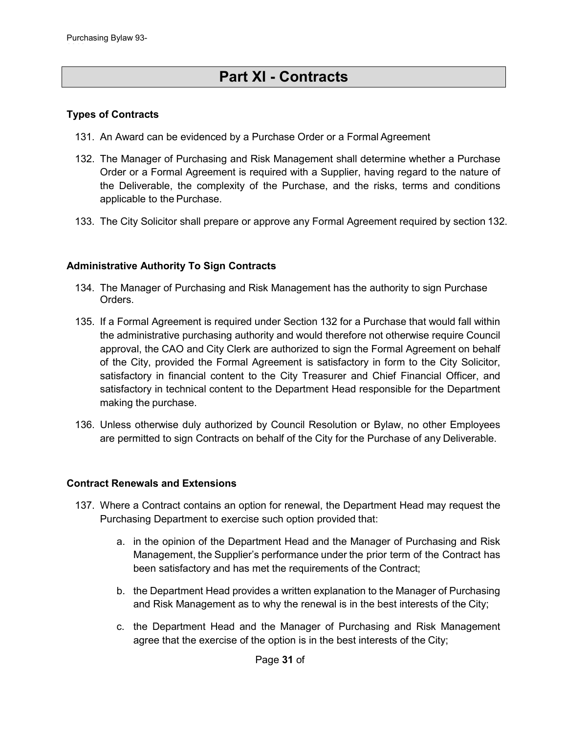# Part XI - Contracts

### Types of Contracts

131. An Award can be evidenced by a Purchase Order or a Formal Agreement

132. The Manager of Purchasing and Risk Management shall determine whether a Purchase Order or a Formal Agreement is required with a Supplier, having regard to the nature of the Deliverable, the complexity of the Purchase, and the risks, terms and conditions applicable to the Purchase.

133. The City Solicitor shall prepare or approve any Formal Agreement required by section 132.

### Administrative Authority To Sign Contracts

134. The Manager of Purchasing and Risk Management has the authority to sign Purchase Orders.

135. If a Formal Agreement is required under Section 132 for a Purchase that would fall within the administrative purchasing authority and would therefore not otherwise require Council approval, the CAO and City Clerk are authorized to sign the Formal Agreement on behalf of the City, provided the Formal Agreement is satisfactory in form to the City Solicitor, satisfactory in financial content to the City Treasurer and Chief Financial Officer, and satisfactory in technical content to the Department Head responsible for the Department making the purchase.

136. Unless otherwise duly authorized by Council Resolution or Bylaw, no other Employees are permitted to sign Contracts on behalf of the City for the Purchase of any Deliverable.

### Contract Renewals and Extensions

137. Where a Contract contains an option for renewal, the Department Head may request the Purchasing Department to exercise such option provided that:

    a. in the opinion of the Department Head and the Manager of Purchasing and Risk Management, the Supplier's performance under the prior term of the Contract has been satisfactory and has met the requirements of the Contract;

    b. the Department Head provides a written explanation to the Manager of Purchasing and Risk Management as to why the renewal is in the best interests of the City;

    c. the Department Head and the Manager of Purchasing and Risk Management agree that the exercise of the option is in the best interests of the City;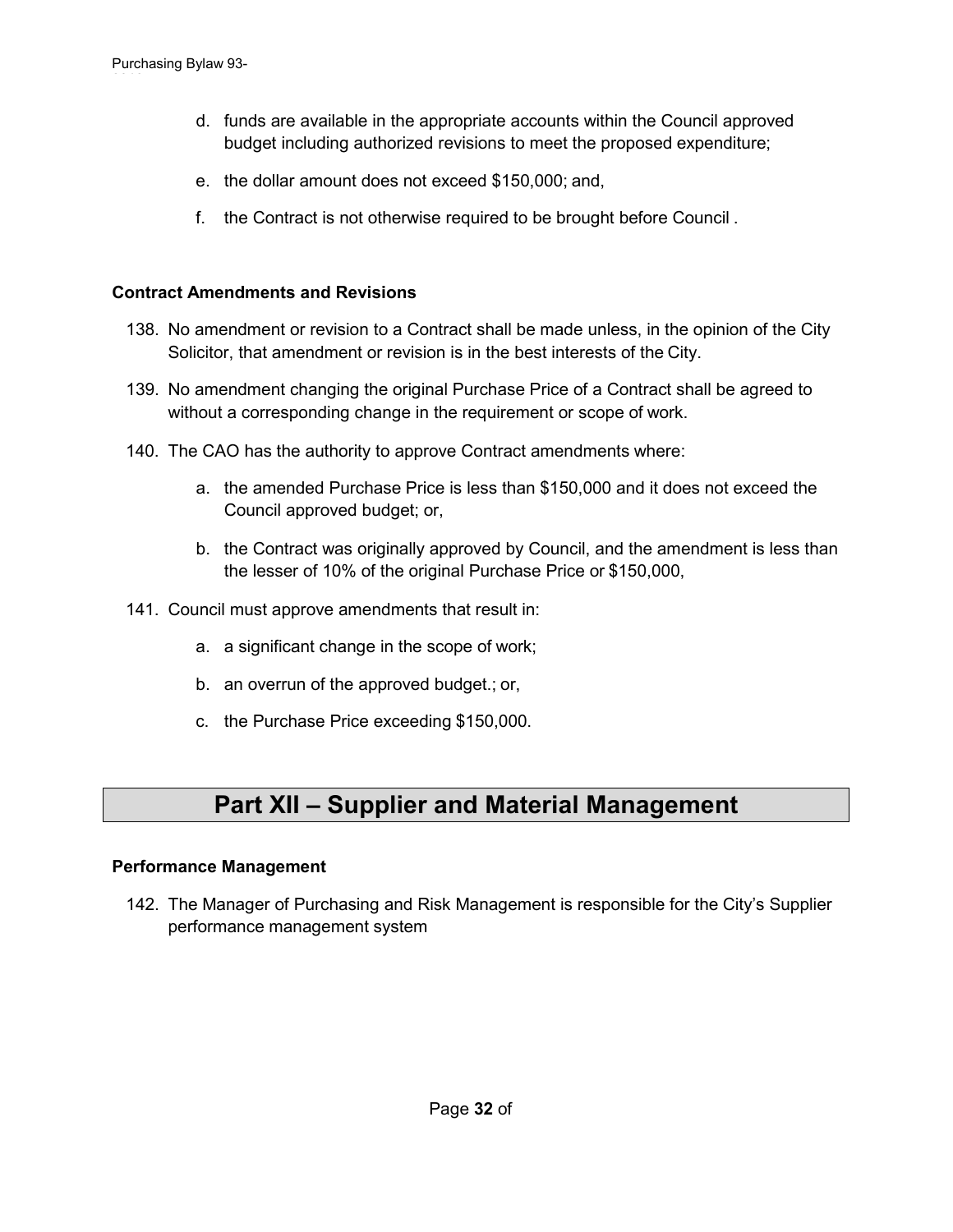d. funds are available in the appropriate accounts within the Council approved budget including authorized revisions to meet the proposed expenditure;

e. the dollar amount does not exceed $150,000; and,

f. the Contract is not otherwise required to be brought before Council .

### Contract Amendments and Revisions

138. No amendment or revision to a Contract shall be made unless, in the opinion of the City Solicitor, that amendment or revision is in the best interests of the City.

139. No amendment changing the original Purchase Price of a Contract shall be agreed to without a corresponding change in the requirement or scope of work.

140. The CAO has the authority to approve Contract amendments where:

    a. the amended Purchase Price is less than $150,000 and it does not exceed the Council approved budget; or,

    b. the Contract was originally approved by Council, and the amendment is less than the lesser of 10% of the original Purchase Price or $150,000,

141. Council must approve amendments that result in:

    a. a significant change in the scope of work;

    b. an overrun of the approved budget.; or,

    c. the Purchase Price exceeding $150,000.

## Part XII – Supplier and Material Management

### Performance Management

142. The Manager of Purchasing and Risk Management is responsible for the City's Supplier performance management system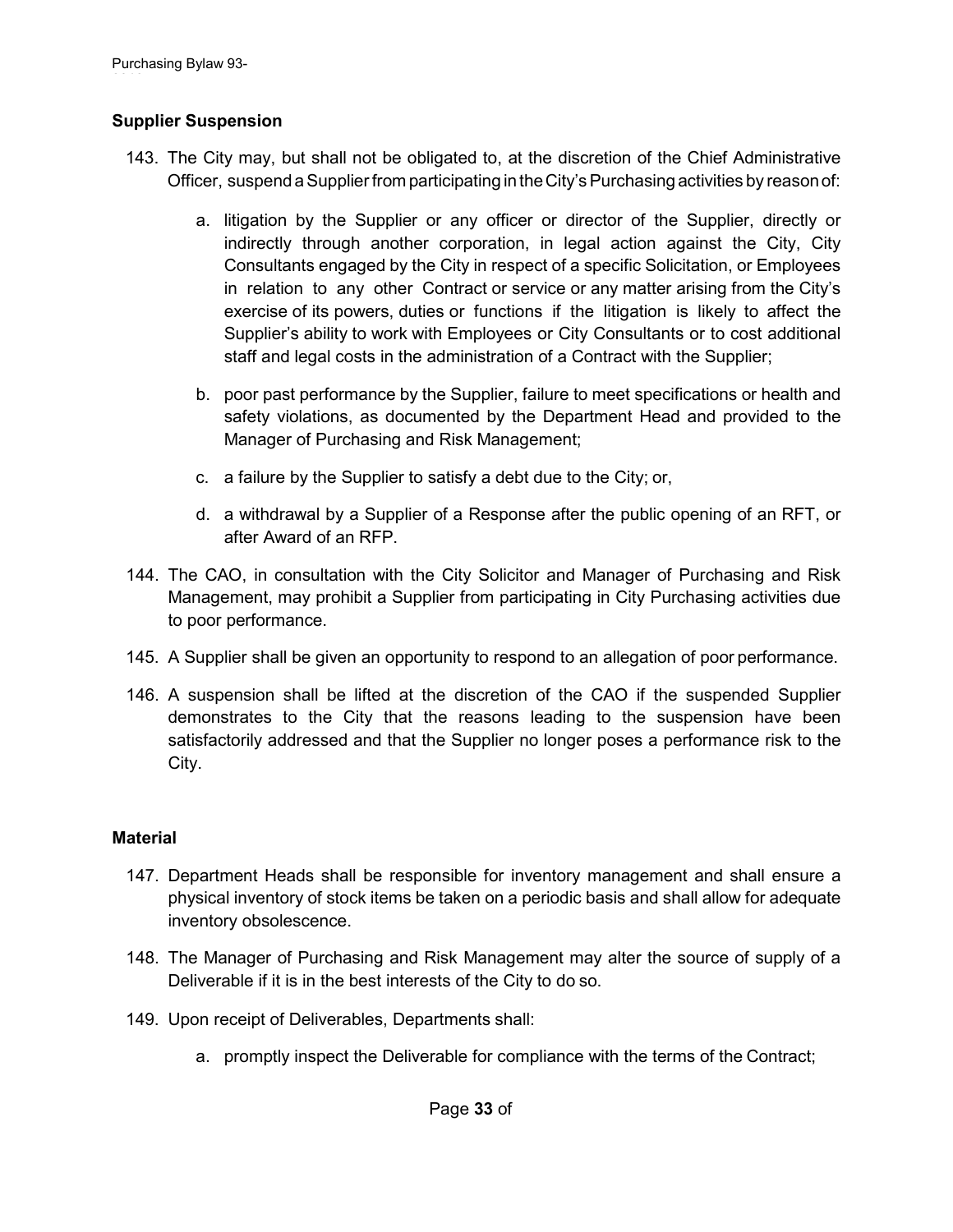## Supplier Suspension

143. The City may, but shall not be obligated to, at the discretion of the Chief Administrative Officer, suspend a Supplier from participating in the City's Purchasing activities by reason of:

    a. litigation by the Supplier or any officer or director of the Supplier, directly or indirectly through another corporation, in legal action against the City, City Consultants engaged by the City in respect of a specific Solicitation, or Employees in relation to any other Contract or service or any matter arising from the City's exercise of its powers, duties or functions if the litigation is likely to affect the Supplier's ability to work with Employees or City Consultants or to cost additional staff and legal costs in the administration of a Contract with the Supplier;

    b. poor past performance by the Supplier, failure to meet specifications or health and safety violations, as documented by the Department Head and provided to the Manager of Purchasing and Risk Management;

    c. a failure by the Supplier to satisfy a debt due to the City; or,

    d. a withdrawal by a Supplier of a Response after the public opening of an RFT, or after Award of an RFP.

144. The CAO, in consultation with the City Solicitor and Manager of Purchasing and Risk Management, may prohibit a Supplier from participating in City Purchasing activities due to poor performance.

145. A Supplier shall be given an opportunity to respond to an allegation of poor performance.

146. A suspension shall be lifted at the discretion of the CAO if the suspended Supplier demonstrates to the City that the reasons leading to the suspension have been satisfactorily addressed and that the Supplier no longer poses a performance risk to the City.

## Material

147. Department Heads shall be responsible for inventory management and shall ensure a physical inventory of stock items be taken on a periodic basis and shall allow for adequate inventory obsolescence.

148. The Manager of Purchasing and Risk Management may alter the source of supply of a Deliverable if it is in the best interests of the City to do so.

149. Upon receipt of Deliverables, Departments shall:

    a. promptly inspect the Deliverable for compliance with the terms of the Contract;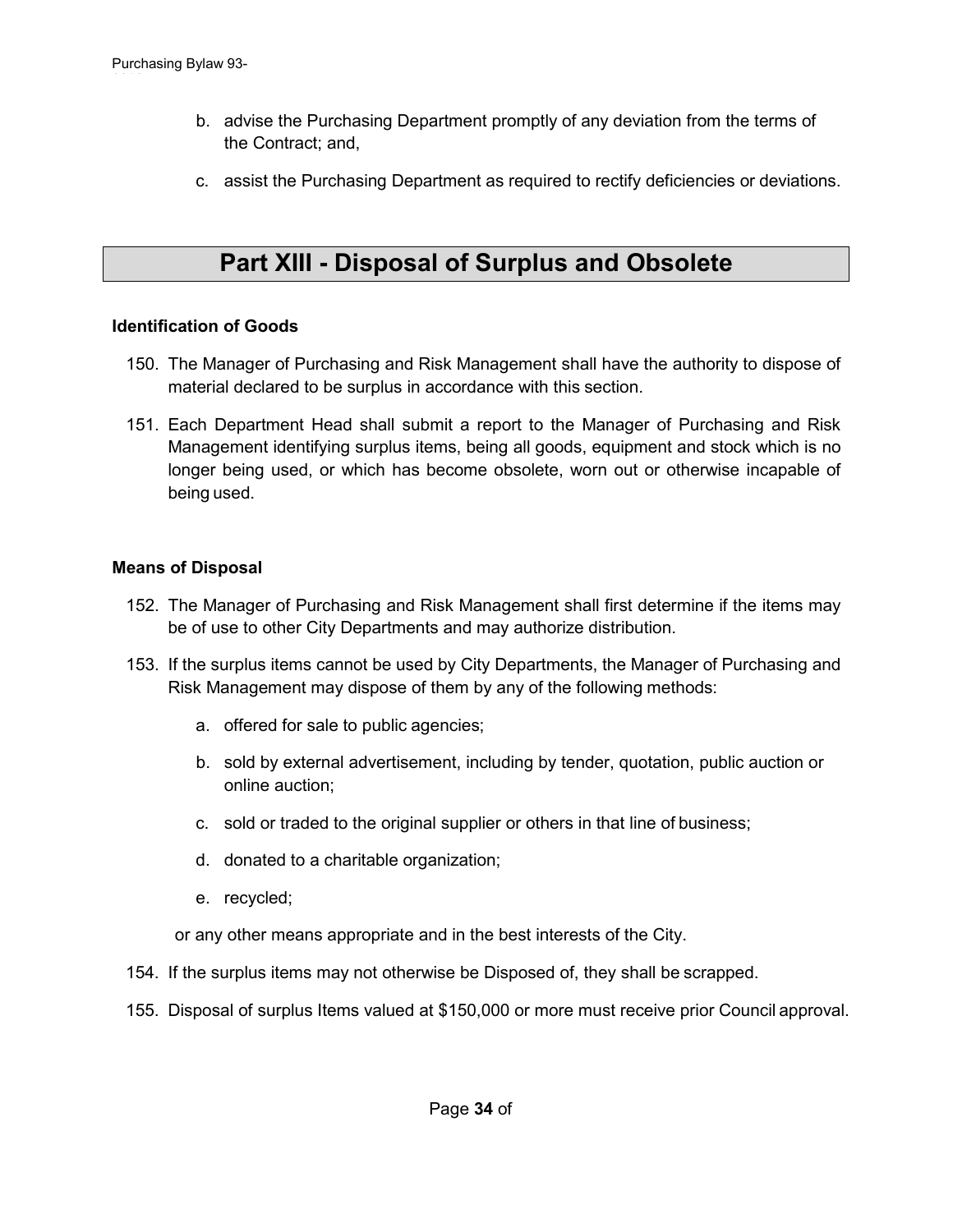b. advise the Purchasing Department promptly of any deviation from the terms of the Contract; and,

c. assist the Purchasing Department as required to rectify deficiencies or deviations.

## Part XIII - Disposal of Surplus and Obsolete

**Identification of Goods**

150. The Manager of Purchasing and Risk Management shall have the authority to dispose of material declared to be surplus in accordance with this section.

151. Each Department Head shall submit a report to the Manager of Purchasing and Risk Management identifying surplus items, being all goods, equipment and stock which is no longer being used, or which has become obsolete, worn out or otherwise incapable of being used.

**Means of Disposal**

152. The Manager of Purchasing and Risk Management shall first determine if the items may be of use to other City Departments and may authorize distribution.

153. If the surplus items cannot be used by City Departments, the Manager of Purchasing and Risk Management may dispose of them by any of the following methods:

    a. offered for sale to public agencies;

    b. sold by external advertisement, including by tender, quotation, public auction or online auction;

    c. sold or traded to the original supplier or others in that line of business;

    d. donated to a charitable organization;

    e. recycled;

    or any other means appropriate and in the best interests of the City.

154. If the surplus items may not otherwise be Disposed of, they shall be scrapped.

155. Disposal of surplus Items valued at $150,000 or more must receive prior Council approval.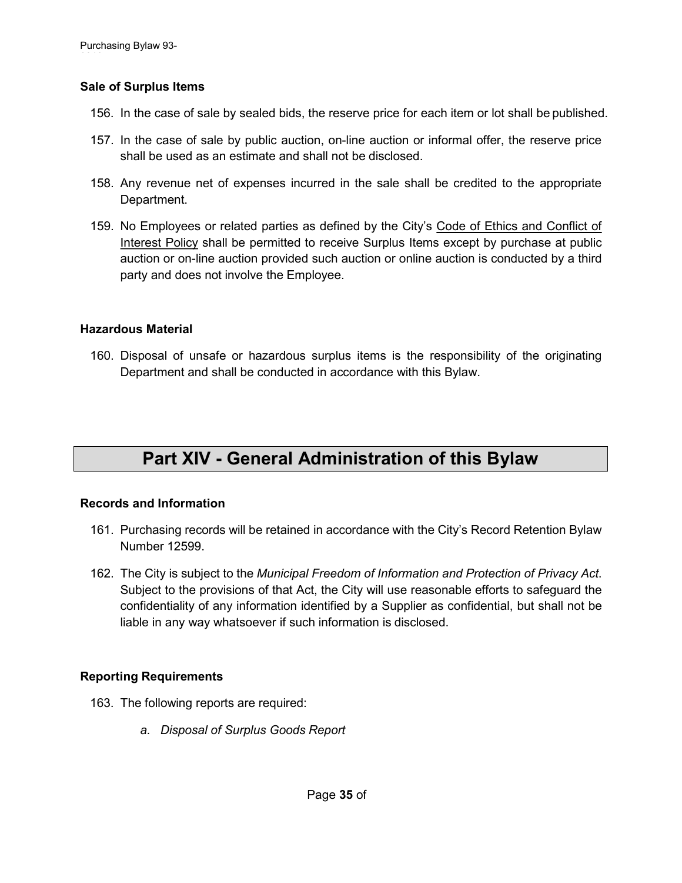### Sale of Surplus Items

156. In the case of sale by sealed bids, the reserve price for each item or lot shall be published.
157. In the case of sale by public auction, on-line auction or informal offer, the reserve price shall be used as an estimate and shall not be disclosed.
158. Any revenue net of expenses incurred in the sale shall be credited to the appropriate Department.
159. No Employees or related parties as defined by the City's Code of Ethics and Conflict of Interest Policy shall be permitted to receive Surplus Items except by purchase at public auction or on-line auction provided such auction or online auction is conducted by a third party and does not involve the Employee.

### Hazardous Material

160. Disposal of unsafe or hazardous surplus items is the responsibility of the originating Department and shall be conducted in accordance with this Bylaw.

## Part XIV - General Administration of this Bylaw

### Records and Information

161. Purchasing records will be retained in accordance with the City's Record Retention Bylaw Number 12599.
162. The City is subject to the *Municipal Freedom of Information and Protection of Privacy Act*. Subject to the provisions of that Act, the City will use reasonable efforts to safeguard the confidentiality of any information identified by a Supplier as confidential, but shall not be liable in any way whatsoever if such information is disclosed.

### Reporting Requirements

163. The following reports are required:

    a. *Disposal of Surplus Goods Report*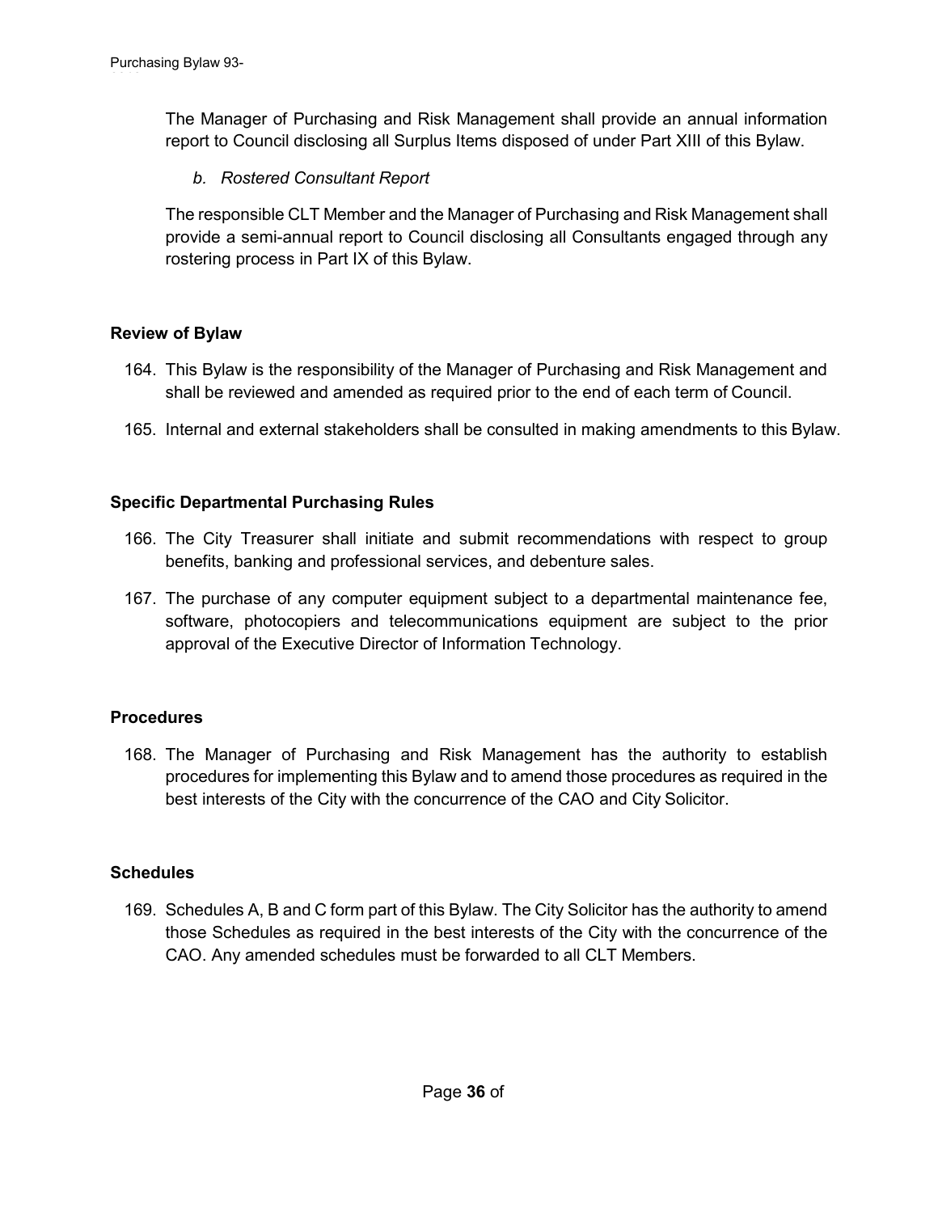The Manager of Purchasing and Risk Management shall provide an annual information report to Council disclosing all Surplus Items disposed of under Part XIII of this Bylaw.

*b. Rostered Consultant Report*

The responsible CLT Member and the Manager of Purchasing and Risk Management shall provide a semi-annual report to Council disclosing all Consultants engaged through any rostering process in Part IX of this Bylaw.

**Review of Bylaw**

164. This Bylaw is the responsibility of the Manager of Purchasing and Risk Management and shall be reviewed and amended as required prior to the end of each term of Council.

165. Internal and external stakeholders shall be consulted in making amendments to this Bylaw.

**Specific Departmental Purchasing Rules**

166. The City Treasurer shall initiate and submit recommendations with respect to group benefits, banking and professional services, and debenture sales.

167. The purchase of any computer equipment subject to a departmental maintenance fee, software, photocopiers and telecommunications equipment are subject to the prior approval of the Executive Director of Information Technology.

**Procedures**

168. The Manager of Purchasing and Risk Management has the authority to establish procedures for implementing this Bylaw and to amend those procedures as required in the best interests of the City with the concurrence of the CAO and City Solicitor.

**Schedules**

169. Schedules A, B and C form part of this Bylaw. The City Solicitor has the authority to amend those Schedules as required in the best interests of the City with the concurrence of the CAO. Any amended schedules must be forwarded to all CLT Members.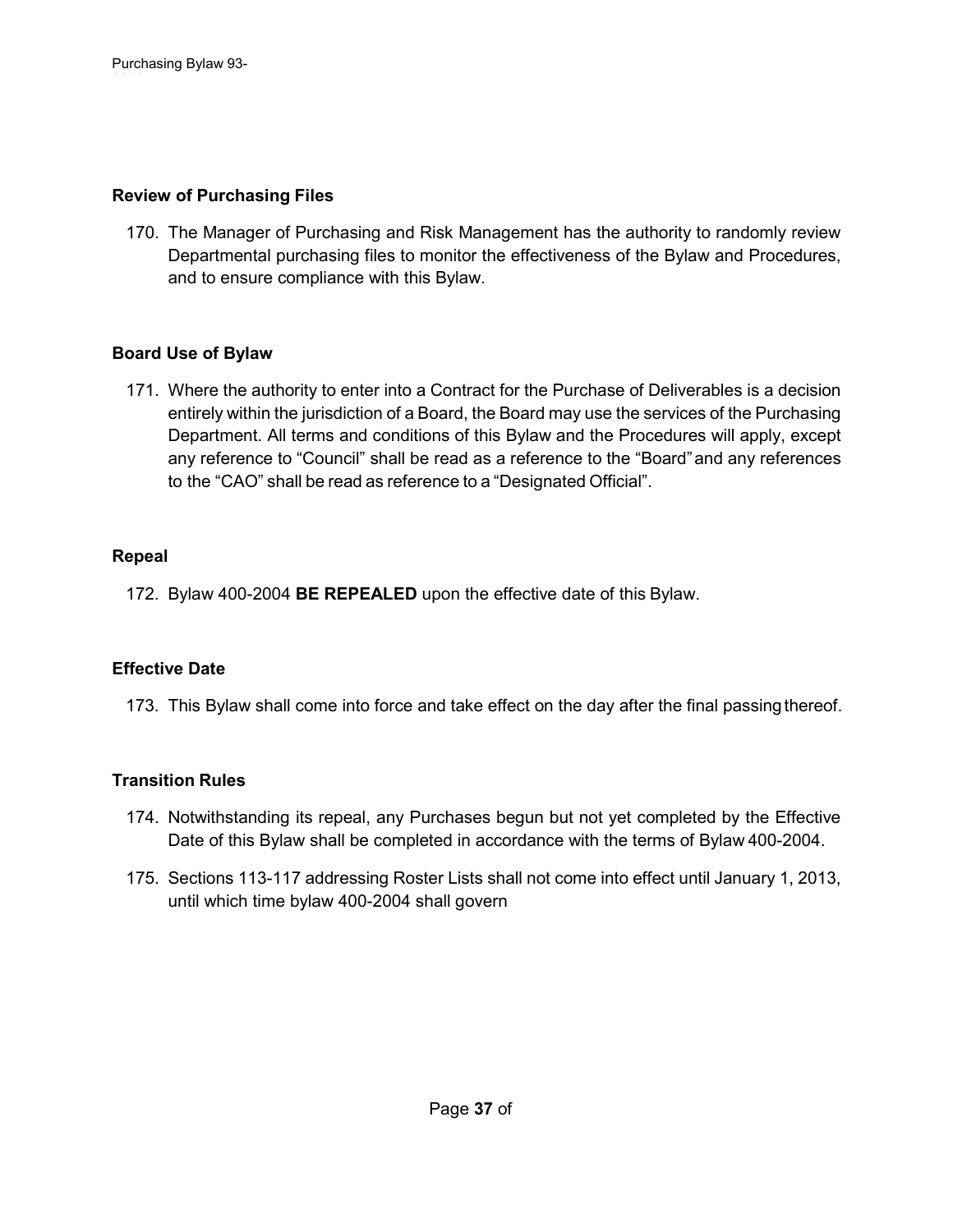### Review of Purchasing Files

170. The Manager of Purchasing and Risk Management has the authority to randomly review Departmental purchasing files to monitor the effectiveness of the Bylaw and Procedures, and to ensure compliance with this Bylaw.

### Board Use of Bylaw

171. Where the authority to enter into a Contract for the Purchase of Deliverables is a decision entirely within the jurisdiction of a Board, the Board may use the services of the Purchasing Department. All terms and conditions of this Bylaw and the Procedures will apply, except any reference to "Council" shall be read as a reference to the "Board" and any references to the "CAO" shall be read as reference to a "Designated Official".

### Repeal

172. Bylaw 400-2004 **BE REPEALED** upon the effective date of this Bylaw.

### Effective Date

173. This Bylaw shall come into force and take effect on the day after the final passing thereof.

### Transition Rules

174. Notwithstanding its repeal, any Purchases begun but not yet completed by the Effective Date of this Bylaw shall be completed in accordance with the terms of Bylaw 400-2004.
175. Sections 113-117 addressing Roster Lists shall not come into effect until January 1, 2013, until which time bylaw 400-2004 shall govern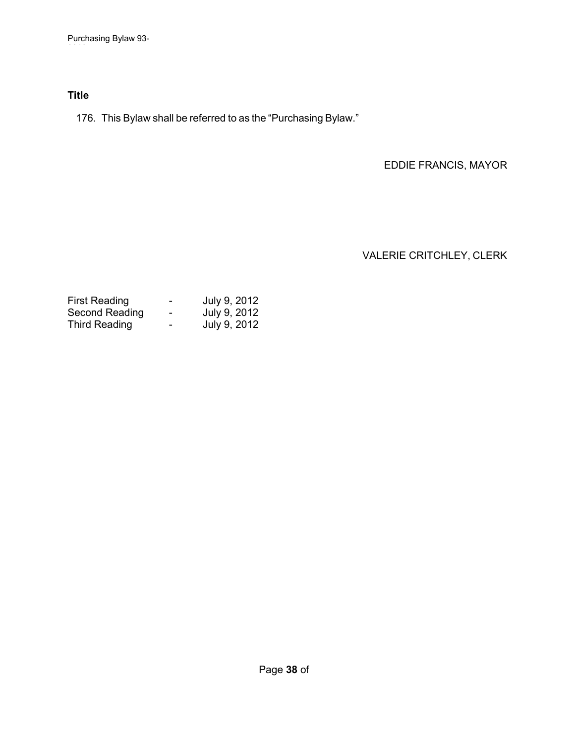### Title

176. This Bylaw shall be referred to as the "Purchasing Bylaw."

EDDIE FRANCIS, MAYOR

VALERIE CRITCHLEY, CLERK

| | | |
|---|---|---|
| First Reading | - | July 9, 2012 |
| Second Reading | - | July 9, 2012 |
| Third Reading | - | July 9, 2012 |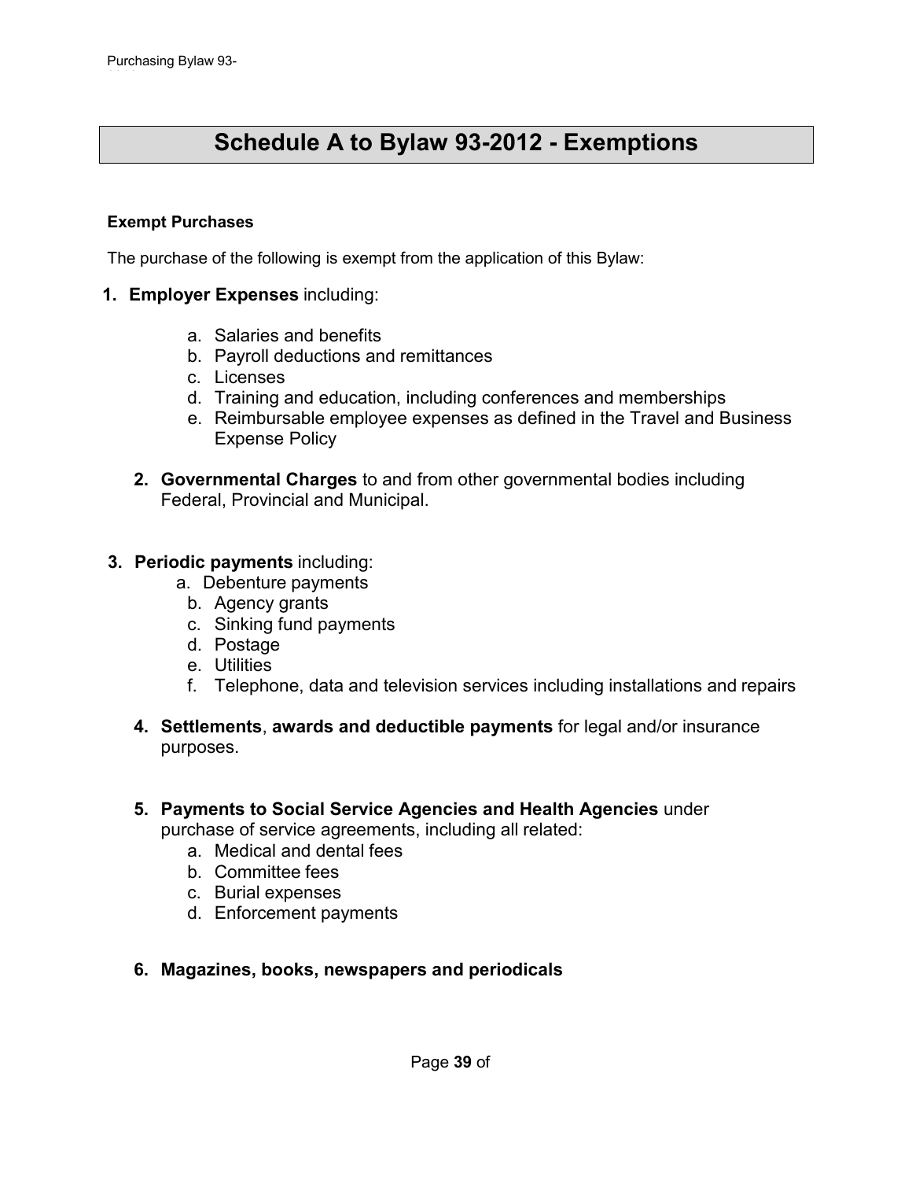# Schedule A to Bylaw 93-2012 - Exemptions

**Exempt Purchases**

The purchase of the following is exempt from the application of this Bylaw:

1. **Employer Expenses** including:
   a. Salaries and benefits
   b. Payroll deductions and remittances
   c. Licenses
   d. Training and education, including conferences and memberships
   e. Reimbursable employee expenses as defined in the Travel and Business Expense Policy

2. **Governmental Charges** to and from other governmental bodies including Federal, Provincial and Municipal.

3. **Periodic payments** including:
   a. Debenture payments
   b. Agency grants
   c. Sinking fund payments
   d. Postage
   e. Utilities
   f. Telephone, data and television services including installations and repairs

4. **Settlements**, **awards and deductible payments** for legal and/or insurance purposes.

5. **Payments to Social Service Agencies and Health Agencies** under purchase of service agreements, including all related:
   a. Medical and dental fees
   b. Committee fees
   c. Burial expenses
   d. Enforcement payments

6. **Magazines, books, newspapers and periodicals**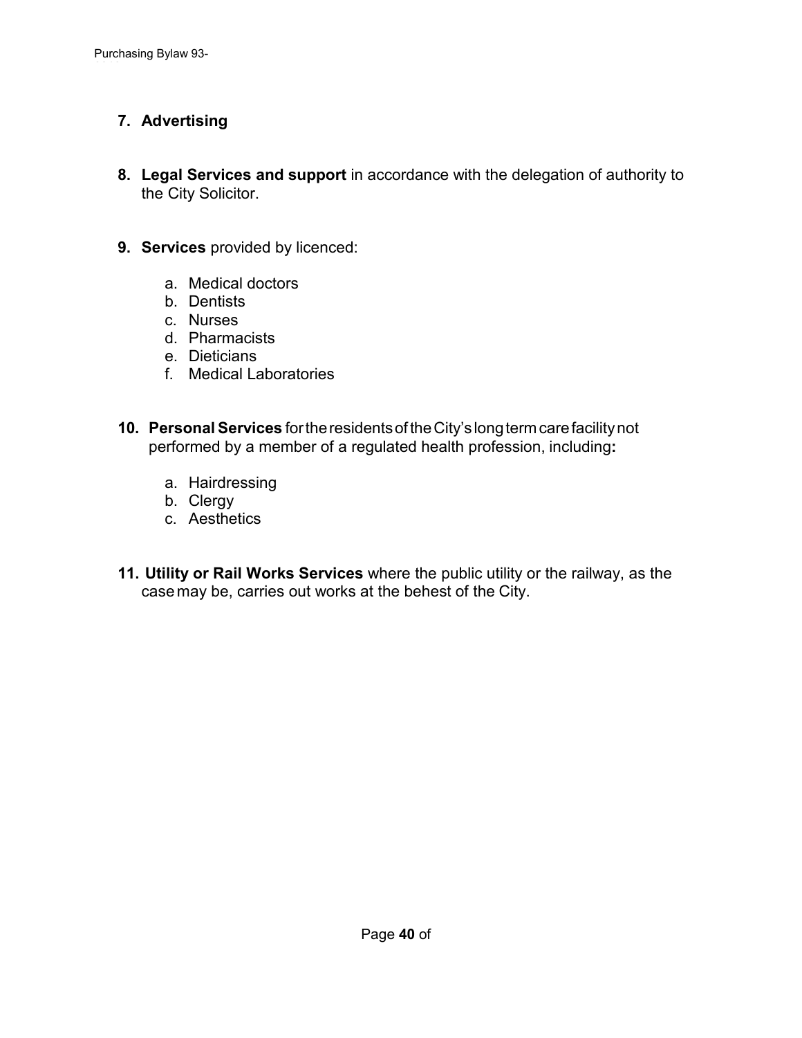7. **Advertising**

8. **Legal Services and support** in accordance with the delegation of authority to the City Solicitor.

9. **Services** provided by licenced:

    a. Medical doctors
    b. Dentists
    c. Nurses
    d. Pharmacists
    e. Dieticians
    f. Medical Laboratories

10. **Personal Services** for the residents of the City's long term care facility not performed by a member of a regulated health profession, including**:**

    a. Hairdressing
    b. Clergy
    c. Aesthetics

11. **Utility or Rail Works Services** where the public utility or the railway, as the case may be, carries out works at the behest of the City.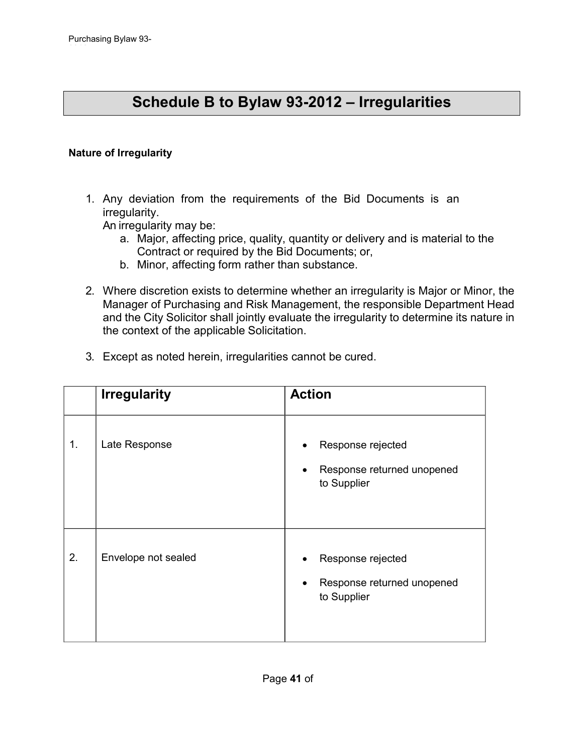# Schedule B to Bylaw 93-2012 – Irregularities

**Nature of Irregularity**

1. Any deviation from the requirements of the Bid Documents is an irregularity.
   An irregularity may be:
   a. Major, affecting price, quality, quantity or delivery and is material to the Contract or required by the Bid Documents; or,
   b. Minor, affecting form rather than substance.

2. Where discretion exists to determine whether an irregularity is Major or Minor, the Manager of Purchasing and Risk Management, the responsible Department Head and the City Solicitor shall jointly evaluate the irregularity to determine its nature in the context of the applicable Solicitation.

3. Except as noted herein, irregularities cannot be cured.

| | Irregularity | Action |
|---|---|---|
| 1. | Late Response | • Response rejected<br>• Response returned unopened to Supplier |
| 2. | Envelope not sealed | • Response rejected<br>• Response returned unopened to Supplier |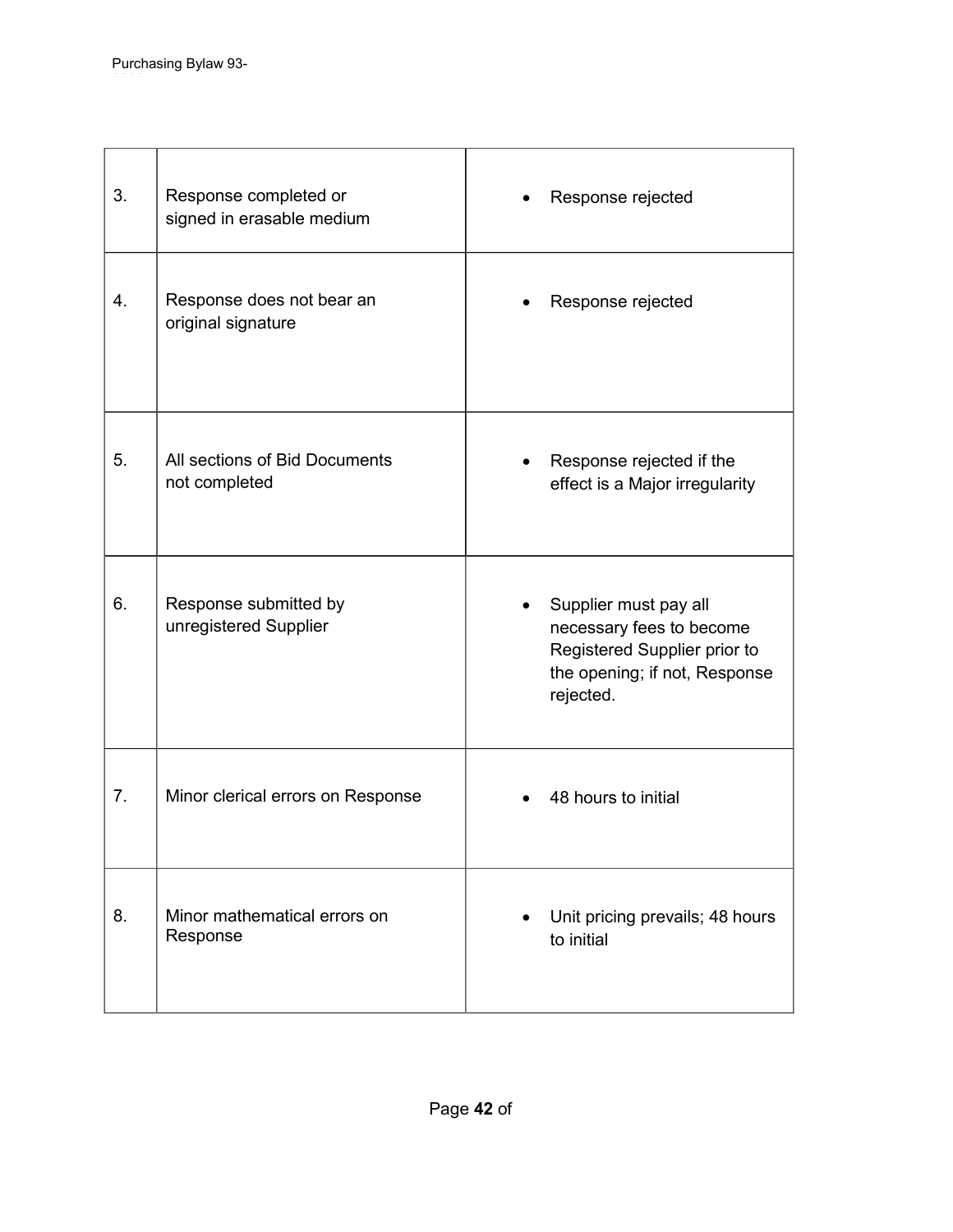| | | |
|---|---|---|
| 3. | Response completed or signed in erasable medium | • Response rejected |
| 4. | Response does not bear an original signature | • Response rejected |
| 5. | All sections of Bid Documents not completed | • Response rejected if the effect is a Major irregularity |
| 6. | Response submitted by unregistered Supplier | • Supplier must pay all necessary fees to become Registered Supplier prior to the opening; if not, Response rejected. |
| 7. | Minor clerical errors on Response | • 48 hours to initial |
| 8. | Minor mathematical errors on Response | • Unit pricing prevails; 48 hours to initial |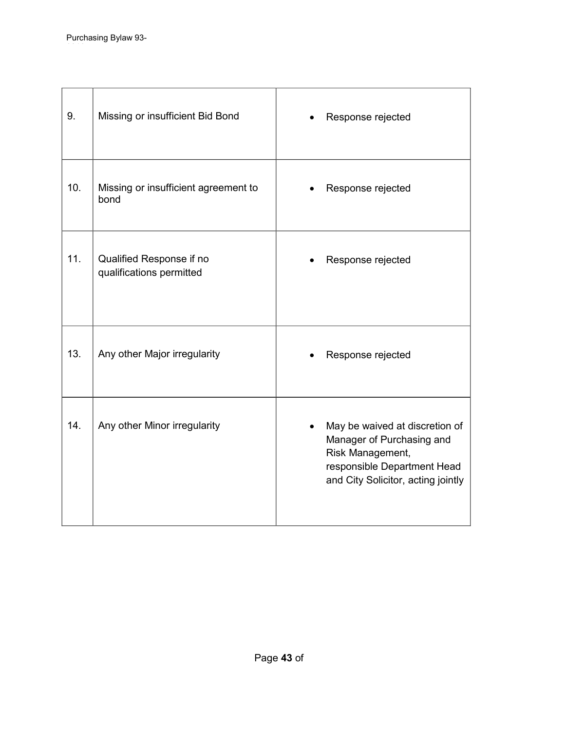| | | |
|---|---|---|
| 9. | Missing or insufficient Bid Bond | • Response rejected |
| 10. | Missing or insufficient agreement to bond | • Response rejected |
| 11. | Qualified Response if no qualifications permitted | • Response rejected |
| 13. | Any other Major irregularity | • Response rejected |
| 14. | Any other Minor irregularity | • May be waived at discretion of Manager of Purchasing and Risk Management, responsible Department Head and City Solicitor, acting jointly |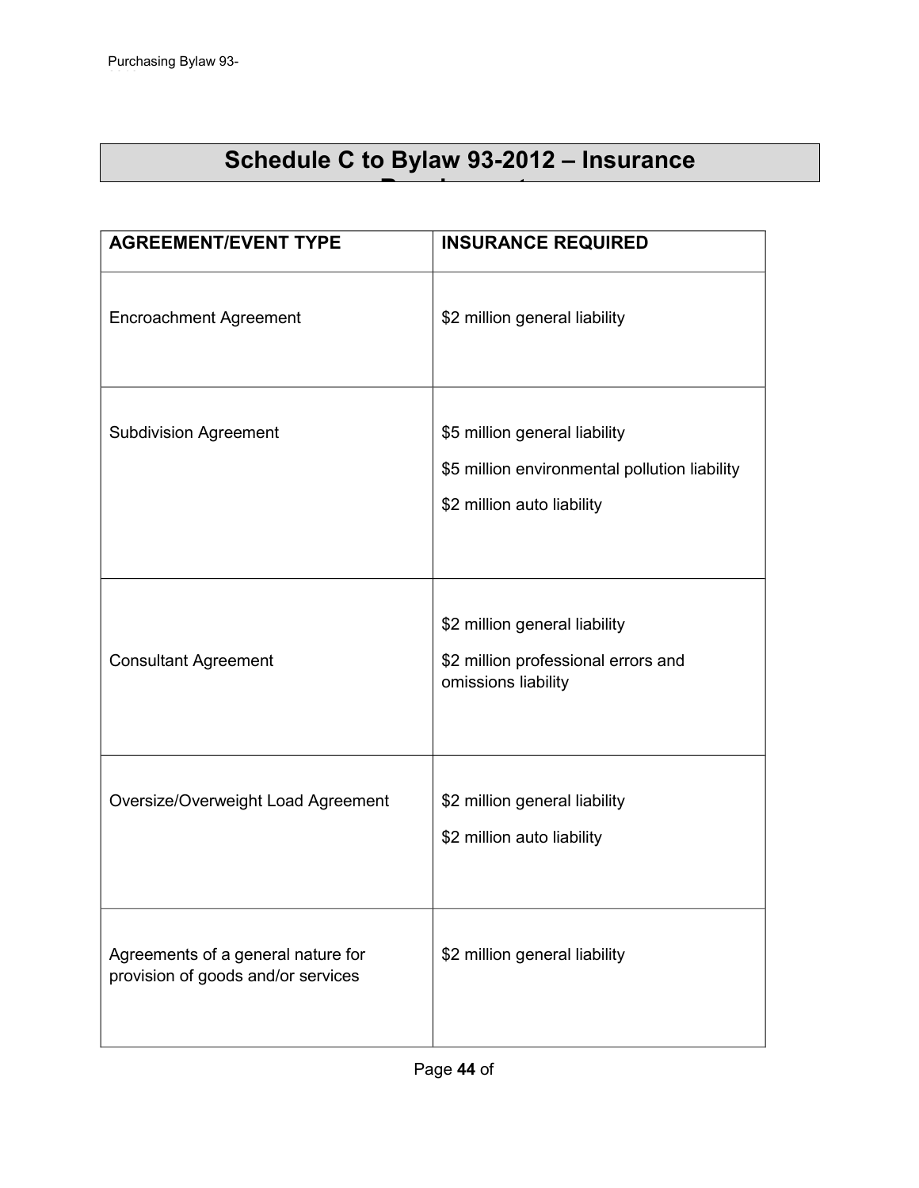# Schedule C to Bylaw 93-2012 – Insurance Requirements

| AGREEMENT/EVENT TYPE | INSURANCE REQUIRED |
|---|---|
| Encroachment Agreement | $2 million general liability |
| Subdivision Agreement | $5 million general liability<br>$5 million environmental pollution liability<br>$2 million auto liability |
| Consultant Agreement | $2 million general liability<br>$2 million professional errors and omissions liability |
| Oversize/Overweight Load Agreement | $2 million general liability<br>$2 million auto liability |
| Agreements of a general nature for provision of goods and/or services | $2 million general liability |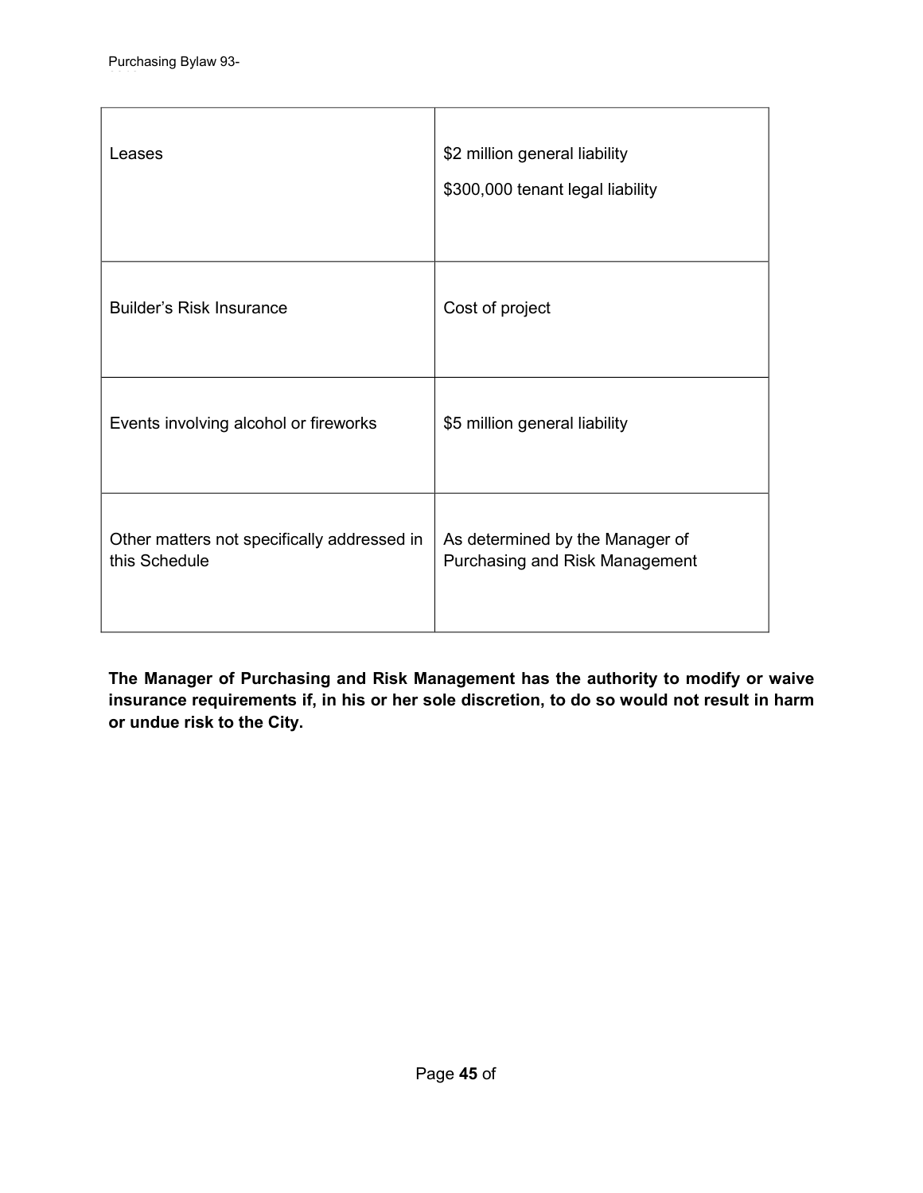| | |
|---|---|
| Leases | $2 million general liability<br>$300,000 tenant legal liability |
| Builder's Risk Insurance | Cost of project |
| Events involving alcohol or fireworks | $5 million general liability |
| Other matters not specifically addressed in this Schedule | As determined by the Manager of Purchasing and Risk Management |

**The Manager of Purchasing and Risk Management has the authority to modify or waive insurance requirements if, in his or her sole discretion, to do so would not result in harm or undue risk to the City.**